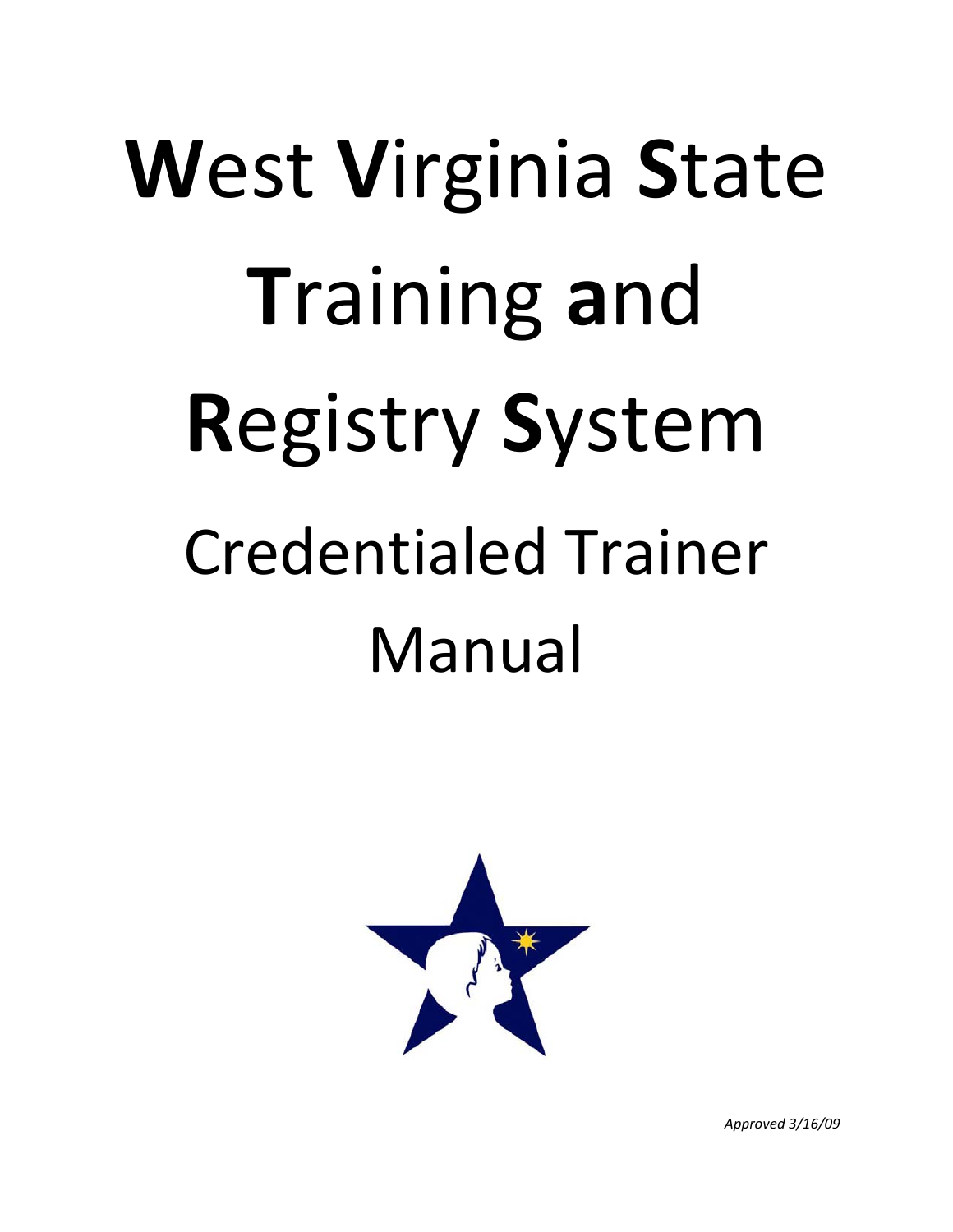# **W**est **V**irginia **S**tate **T**raining **a**nd **R**egistry **S**ystem

## Credentialed Trainer Manual

*Approved 3/16/09*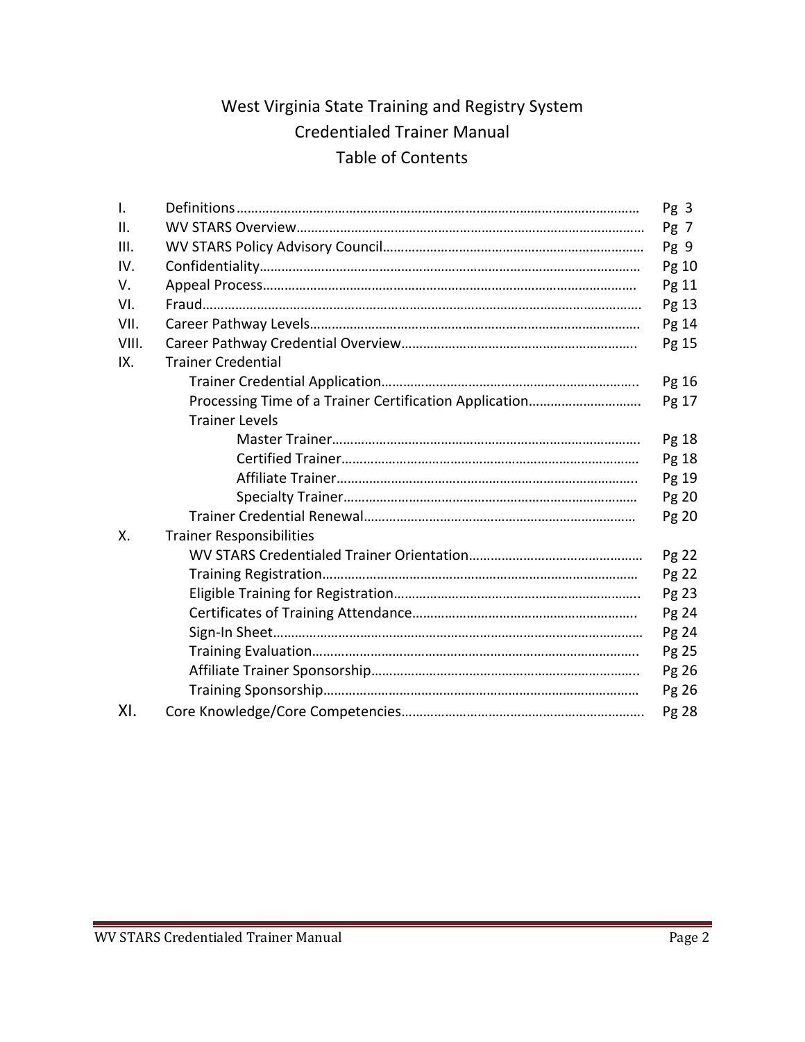# West Virginia State Training and Registry System
# Credentialed Trainer Manual
# Table of Contents

| | | |
|---|---|---|
| I. | Definitions | Pg 3 |
| II. | WV STARS Overview | Pg 7 |
| III. | WV STARS Policy Advisory Council | Pg 9 |
| IV. | Confidentiality | Pg 10 |
| V. | Appeal Process | Pg 11 |
| VI. | Fraud | Pg 13 |
| VII. | Career Pathway Levels | Pg 14 |
| VIII. | Career Pathway Credential Overview | Pg 15 |
| IX. | Trainer Credential | |
| | Trainer Credential Application | Pg 16 |
| | Processing Time of a Trainer Certification Application | Pg 17 |
| | Trainer Levels | |
| | Master Trainer | Pg 18 |
| | Certified Trainer | Pg 18 |
| | Affiliate Trainer | Pg 19 |
| | Specialty Trainer | Pg 20 |
| | Trainer Credential Renewal | Pg 20 |
| X. | Trainer Responsibilities | |
| | WV STARS Credentialed Trainer Orientation | Pg 22 |
| | Training Registration | Pg 22 |
| | Eligible Training for Registration | Pg 23 |
| | Certificates of Training Attendance | Pg 24 |
| | Sign-In Sheet | Pg 24 |
| | Training Evaluation | Pg 25 |
| | Affiliate Trainer Sponsorship | Pg 26 |
| | Training Sponsorship | Pg 26 |
| XI. | Core Knowledge/Core Competencies | Pg 28 |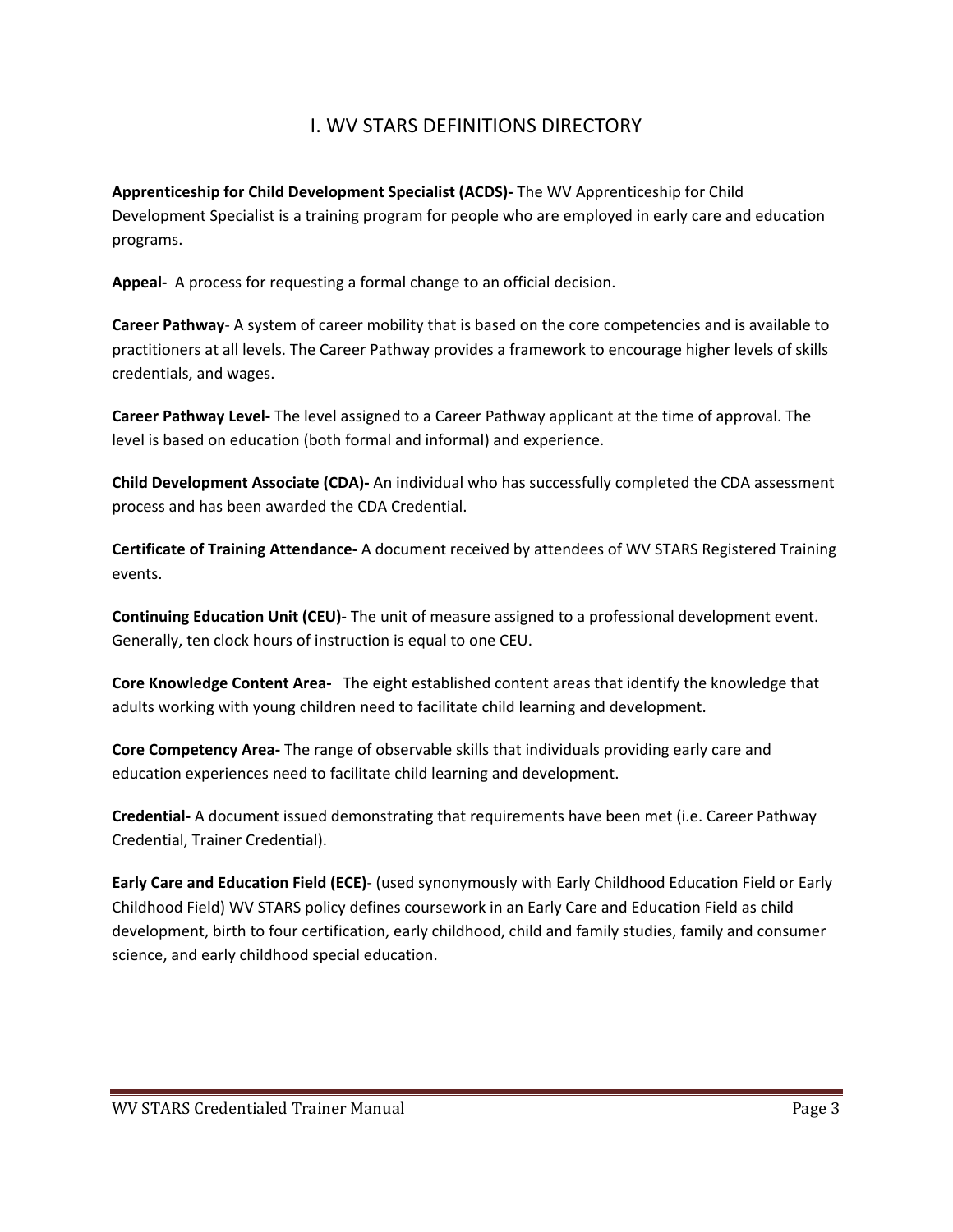# I. WV STARS DEFINITIONS DIRECTORY

**Apprenticeship for Child Development Specialist (ACDS)-** The WV Apprenticeship for Child Development Specialist is a training program for people who are employed in early care and education programs.

**Appeal-** A process for requesting a formal change to an official decision.

**Career Pathway**- A system of career mobility that is based on the core competencies and is available to practitioners at all levels. The Career Pathway provides a framework to encourage higher levels of skills credentials, and wages.

**Career Pathway Level-** The level assigned to a Career Pathway applicant at the time of approval. The level is based on education (both formal and informal) and experience.

**Child Development Associate (CDA)-** An individual who has successfully completed the CDA assessment process and has been awarded the CDA Credential.

**Certificate of Training Attendance-** A document received by attendees of WV STARS Registered Training events.

**Continuing Education Unit (CEU)-** The unit of measure assigned to a professional development event. Generally, ten clock hours of instruction is equal to one CEU.

**Core Knowledge Content Area-** The eight established content areas that identify the knowledge that adults working with young children need to facilitate child learning and development.

**Core Competency Area-** The range of observable skills that individuals providing early care and education experiences need to facilitate child learning and development.

**Credential-** A document issued demonstrating that requirements have been met (i.e. Career Pathway Credential, Trainer Credential).

**Early Care and Education Field (ECE)**- (used synonymously with Early Childhood Education Field or Early Childhood Field) WV STARS policy defines coursework in an Early Care and Education Field as child development, birth to four certification, early childhood, child and family studies, family and consumer science, and early childhood special education.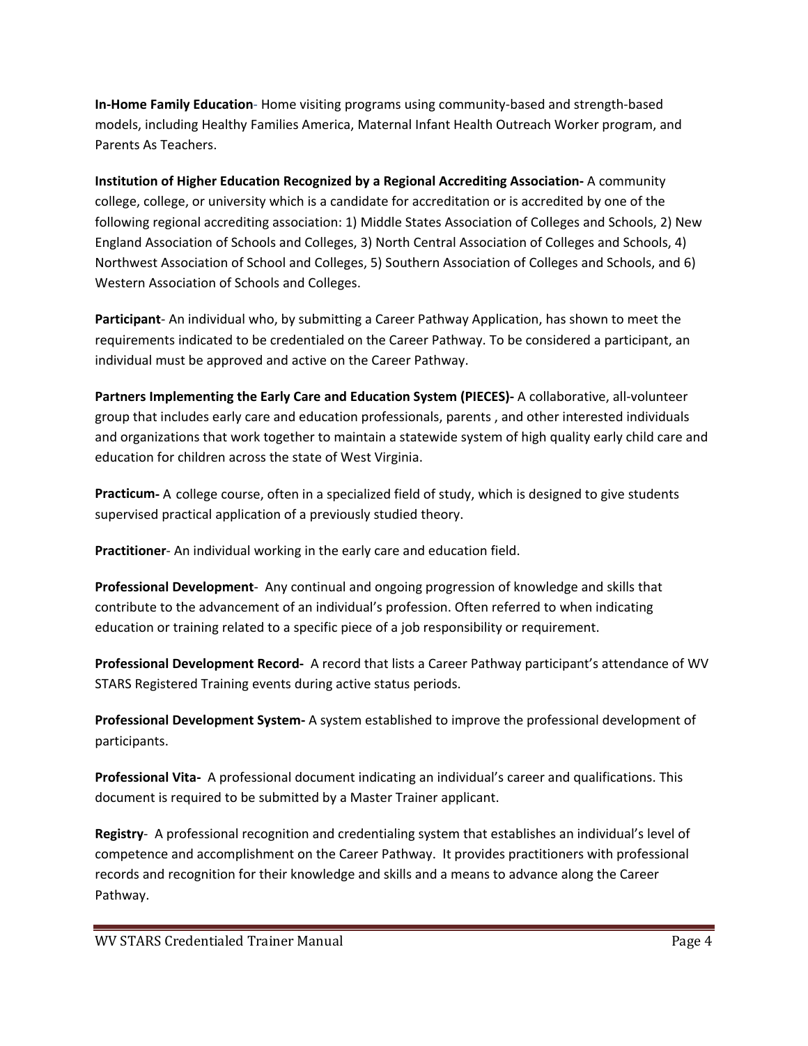**In-Home Family Education**- Home visiting programs using community-based and strength-based models, including Healthy Families America, Maternal Infant Health Outreach Worker program, and Parents As Teachers.

**Institution of Higher Education Recognized by a Regional Accrediting Association-** A community college, college, or university which is a candidate for accreditation or is accredited by one of the following regional accrediting association: 1) Middle States Association of Colleges and Schools, 2) New England Association of Schools and Colleges, 3) North Central Association of Colleges and Schools, 4) Northwest Association of School and Colleges, 5) Southern Association of Colleges and Schools, and 6) Western Association of Schools and Colleges.

**Participant**- An individual who, by submitting a Career Pathway Application, has shown to meet the requirements indicated to be credentialed on the Career Pathway. To be considered a participant, an individual must be approved and active on the Career Pathway.

**Partners Implementing the Early Care and Education System (PIECES)-** A collaborative, all-volunteer group that includes early care and education professionals, parents , and other interested individuals and organizations that work together to maintain a statewide system of high quality early child care and education for children across the state of West Virginia.

**Practicum-** A college course, often in a specialized field of study, which is designed to give students supervised practical application of a previously studied theory.

**Practitioner**- An individual working in the early care and education field.

**Professional Development**- Any continual and ongoing progression of knowledge and skills that contribute to the advancement of an individual's profession. Often referred to when indicating education or training related to a specific piece of a job responsibility or requirement.

**Professional Development Record-** A record that lists a Career Pathway participant's attendance of WV STARS Registered Training events during active status periods.

**Professional Development System-** A system established to improve the professional development of participants.

**Professional Vita-** A professional document indicating an individual's career and qualifications. This document is required to be submitted by a Master Trainer applicant.

**Registry**- A professional recognition and credentialing system that establishes an individual's level of competence and accomplishment on the Career Pathway. It provides practitioners with professional records and recognition for their knowledge and skills and a means to advance along the Career Pathway.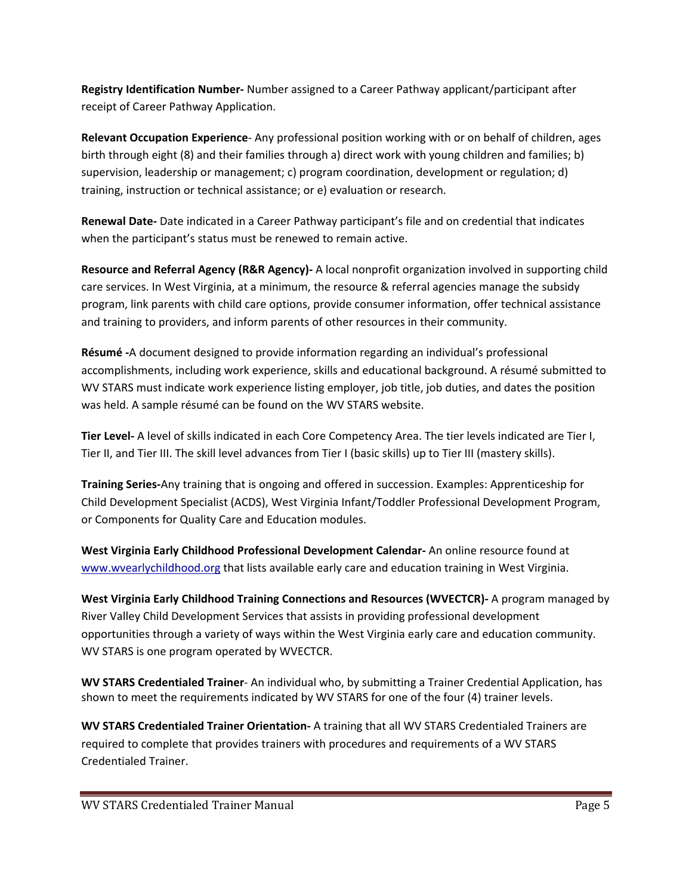**Registry Identification Number-** Number assigned to a Career Pathway applicant/participant after receipt of Career Pathway Application.

**Relevant Occupation Experience**- Any professional position working with or on behalf of children, ages birth through eight (8) and their families through a) direct work with young children and families; b) supervision, leadership or management; c) program coordination, development or regulation; d) training, instruction or technical assistance; or e) evaluation or research.

**Renewal Date-** Date indicated in a Career Pathway participant's file and on credential that indicates when the participant's status must be renewed to remain active.

**Resource and Referral Agency (R&R Agency)-** A local nonprofit organization involved in supporting child care services. In West Virginia, at a minimum, the resource & referral agencies manage the subsidy program, link parents with child care options, provide consumer information, offer technical assistance and training to providers, and inform parents of other resources in their community.

**Résumé -**A document designed to provide information regarding an individual's professional accomplishments, including work experience, skills and educational background. A résumé submitted to WV STARS must indicate work experience listing employer, job title, job duties, and dates the position was held. A sample résumé can be found on the WV STARS website.

**Tier Level-** A level of skills indicated in each Core Competency Area. The tier levels indicated are Tier I, Tier II, and Tier III. The skill level advances from Tier I (basic skills) up to Tier III (mastery skills).

**Training Series-**Any training that is ongoing and offered in succession. Examples: Apprenticeship for Child Development Specialist (ACDS), West Virginia Infant/Toddler Professional Development Program, or Components for Quality Care and Education modules.

**West Virginia Early Childhood Professional Development Calendar-** An online resource found at www.wvearlychildhood.org that lists available early care and education training in West Virginia.

**West Virginia Early Childhood Training Connections and Resources (WVECTCR)-** A program managed by River Valley Child Development Services that assists in providing professional development opportunities through a variety of ways within the West Virginia early care and education community. WV STARS is one program operated by WVECTCR.

**WV STARS Credentialed Trainer**- An individual who, by submitting a Trainer Credential Application, has shown to meet the requirements indicated by WV STARS for one of the four (4) trainer levels.

**WV STARS Credentialed Trainer Orientation-** A training that all WV STARS Credentialed Trainers are required to complete that provides trainers with procedures and requirements of a WV STARS Credentialed Trainer.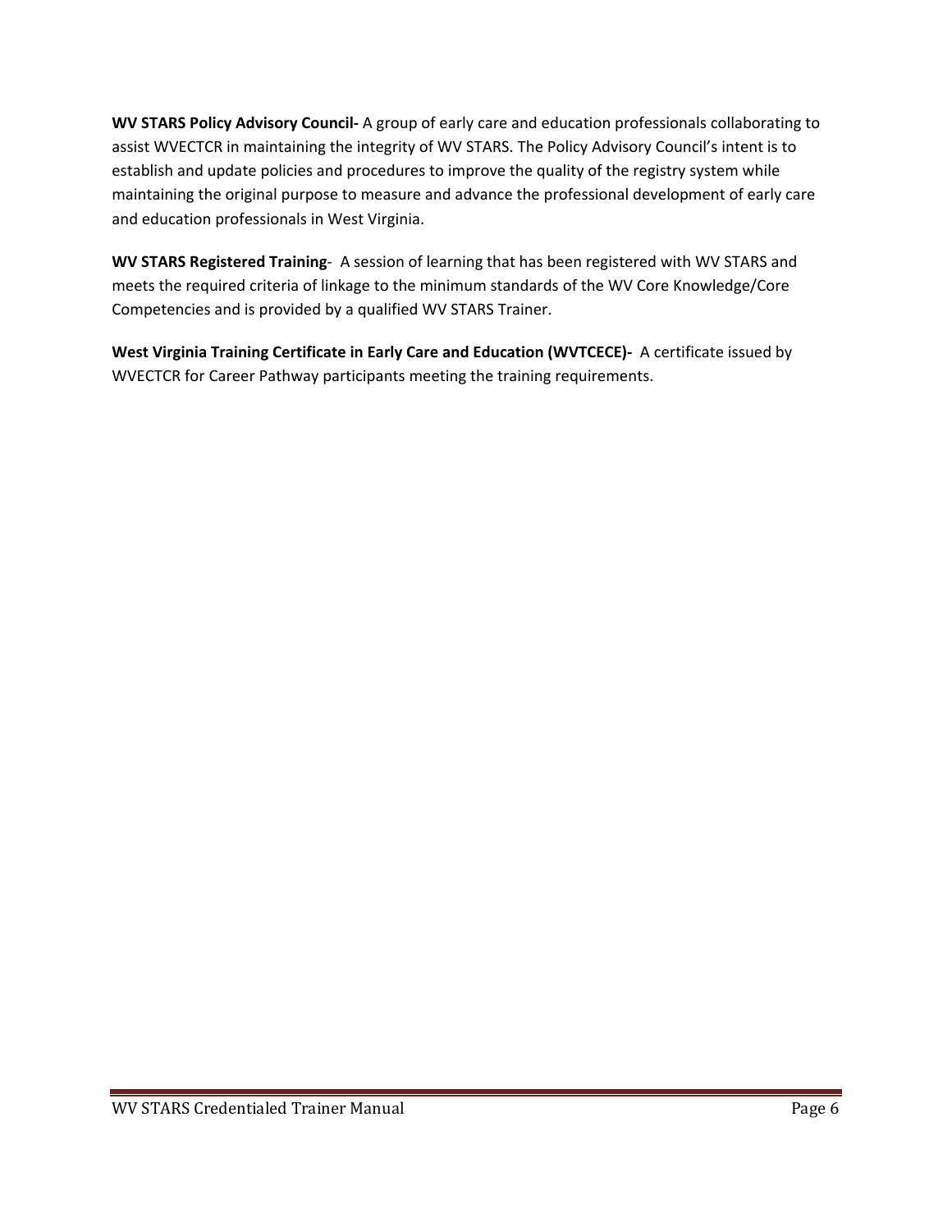**WV STARS Policy Advisory Council-** A group of early care and education professionals collaborating to assist WVECTCR in maintaining the integrity of WV STARS. The Policy Advisory Council's intent is to establish and update policies and procedures to improve the quality of the registry system while maintaining the original purpose to measure and advance the professional development of early care and education professionals in West Virginia.

**WV STARS Registered Training**- A session of learning that has been registered with WV STARS and meets the required criteria of linkage to the minimum standards of the WV Core Knowledge/Core Competencies and is provided by a qualified WV STARS Trainer.

**West Virginia Training Certificate in Early Care and Education (WVTCECE)-** A certificate issued by WVECTCR for Career Pathway participants meeting the training requirements.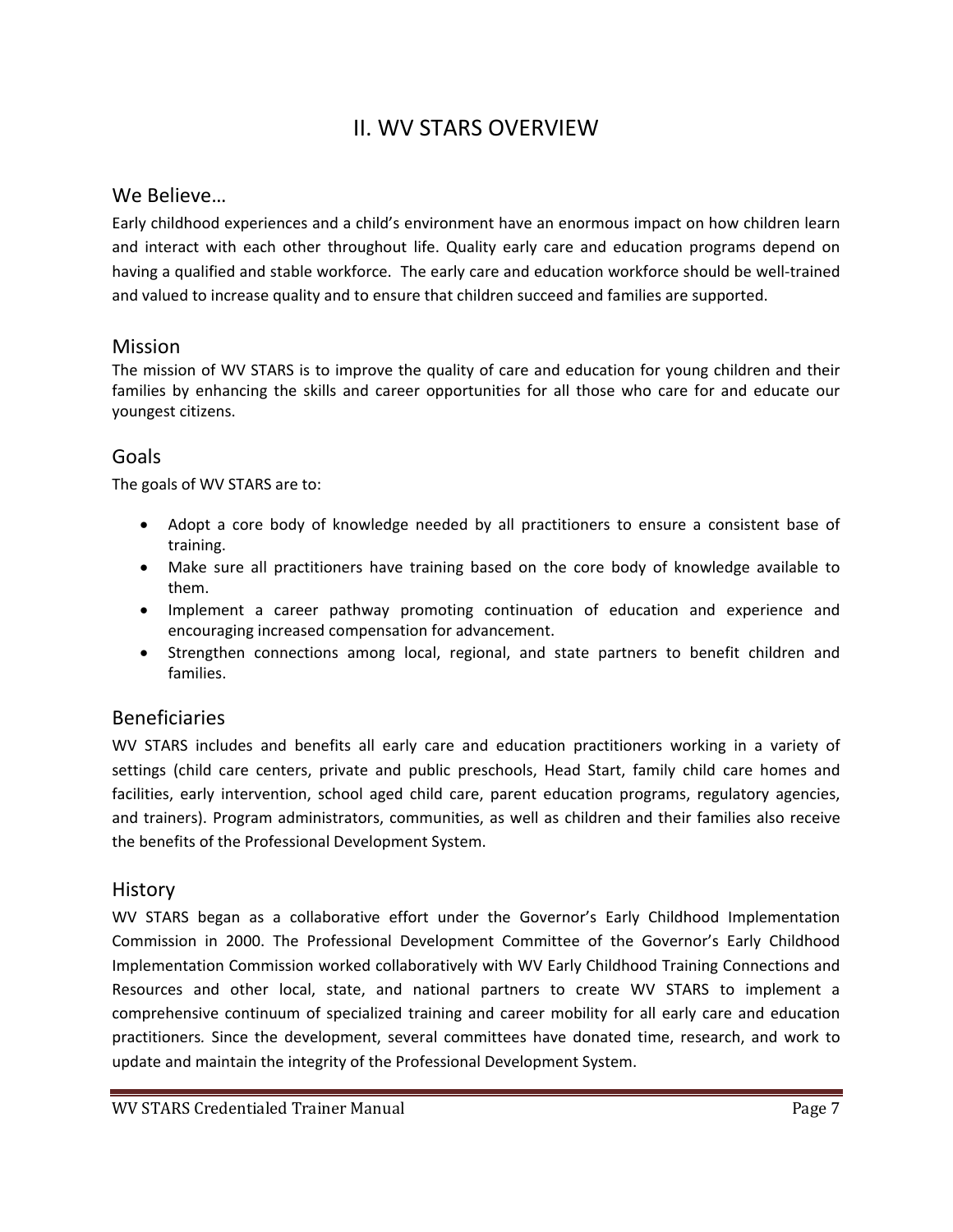# II. WV STARS OVERVIEW

## We Believe…

Early childhood experiences and a child's environment have an enormous impact on how children learn and interact with each other throughout life. Quality early care and education programs depend on having a qualified and stable workforce. The early care and education workforce should be well-trained and valued to increase quality and to ensure that children succeed and families are supported.

## Mission

The mission of WV STARS is to improve the quality of care and education for young children and their families by enhancing the skills and career opportunities for all those who care for and educate our youngest citizens.

## Goals

The goals of WV STARS are to:

- Adopt a core body of knowledge needed by all practitioners to ensure a consistent base of training.
- Make sure all practitioners have training based on the core body of knowledge available to them.
- Implement a career pathway promoting continuation of education and experience and encouraging increased compensation for advancement.
- Strengthen connections among local, regional, and state partners to benefit children and families.

## Beneficiaries

WV STARS includes and benefits all early care and education practitioners working in a variety of settings (child care centers, private and public preschools, Head Start, family child care homes and facilities, early intervention, school aged child care, parent education programs, regulatory agencies, and trainers). Program administrators, communities, as well as children and their families also receive the benefits of the Professional Development System.

## History

WV STARS began as a collaborative effort under the Governor's Early Childhood Implementation Commission in 2000. The Professional Development Committee of the Governor's Early Childhood Implementation Commission worked collaboratively with WV Early Childhood Training Connections and Resources and other local, state, and national partners to create WV STARS to implement a comprehensive continuum of specialized training and career mobility for all early care and education practitioners. Since the development, several committees have donated time, research, and work to update and maintain the integrity of the Professional Development System.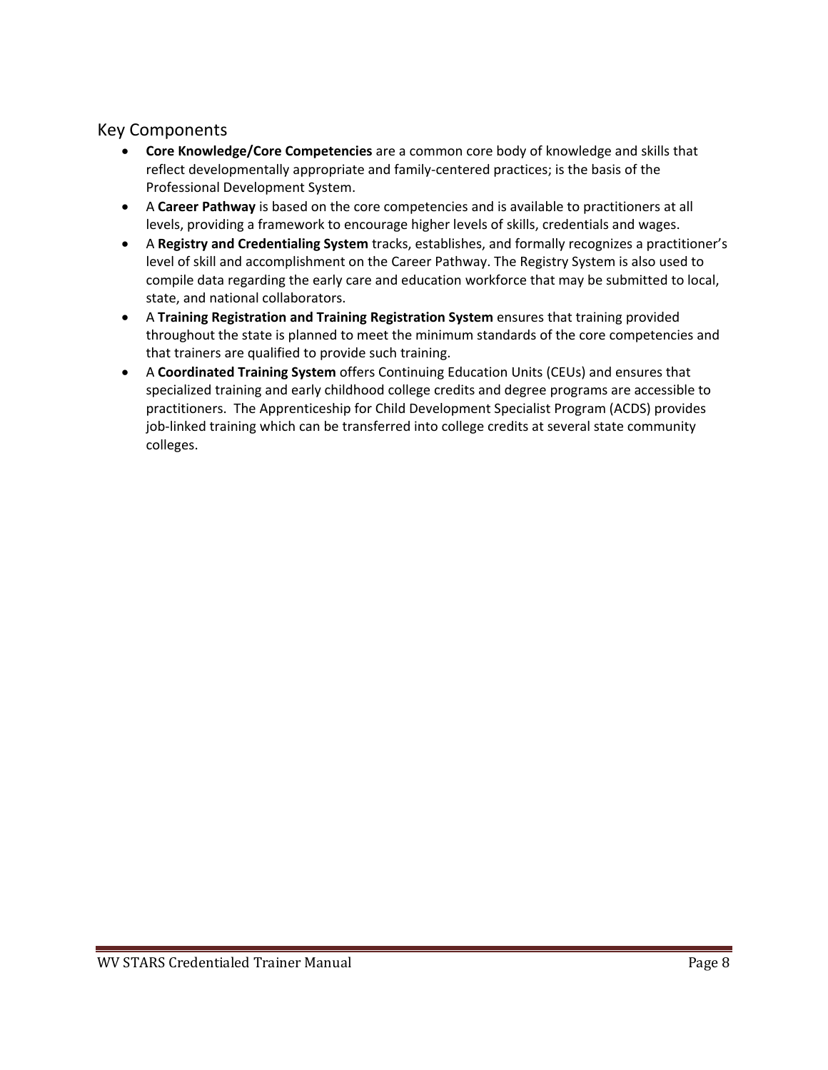## Key Components

- **Core Knowledge/Core Competencies** are a common core body of knowledge and skills that reflect developmentally appropriate and family-centered practices; is the basis of the Professional Development System.
- A **Career Pathway** is based on the core competencies and is available to practitioners at all levels, providing a framework to encourage higher levels of skills, credentials and wages.
- A **Registry and Credentialing System** tracks, establishes, and formally recognizes a practitioner's level of skill and accomplishment on the Career Pathway. The Registry System is also used to compile data regarding the early care and education workforce that may be submitted to local, state, and national collaborators.
- A **Training Registration and Training Registration System** ensures that training provided throughout the state is planned to meet the minimum standards of the core competencies and that trainers are qualified to provide such training.
- A **Coordinated Training System** offers Continuing Education Units (CEUs) and ensures that specialized training and early childhood college credits and degree programs are accessible to practitioners. The Apprenticeship for Child Development Specialist Program (ACDS) provides job-linked training which can be transferred into college credits at several state community colleges.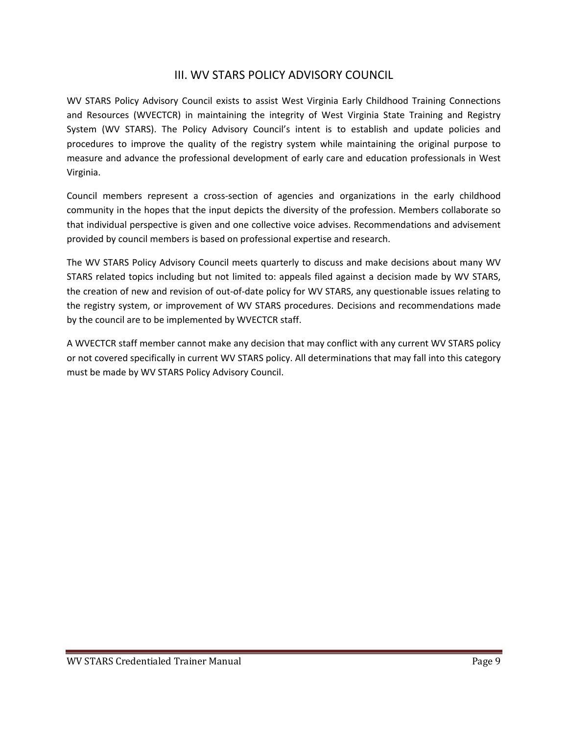## III. WV STARS POLICY ADVISORY COUNCIL

WV STARS Policy Advisory Council exists to assist West Virginia Early Childhood Training Connections and Resources (WVECTCR) in maintaining the integrity of West Virginia State Training and Registry System (WV STARS). The Policy Advisory Council's intent is to establish and update policies and procedures to improve the quality of the registry system while maintaining the original purpose to measure and advance the professional development of early care and education professionals in West Virginia.

Council members represent a cross-section of agencies and organizations in the early childhood community in the hopes that the input depicts the diversity of the profession. Members collaborate so that individual perspective is given and one collective voice advises. Recommendations and advisement provided by council members is based on professional expertise and research.

The WV STARS Policy Advisory Council meets quarterly to discuss and make decisions about many WV STARS related topics including but not limited to: appeals filed against a decision made by WV STARS, the creation of new and revision of out-of-date policy for WV STARS, any questionable issues relating to the registry system, or improvement of WV STARS procedures. Decisions and recommendations made by the council are to be implemented by WVECTCR staff.

A WVECTCR staff member cannot make any decision that may conflict with any current WV STARS policy or not covered specifically in current WV STARS policy. All determinations that may fall into this category must be made by WV STARS Policy Advisory Council.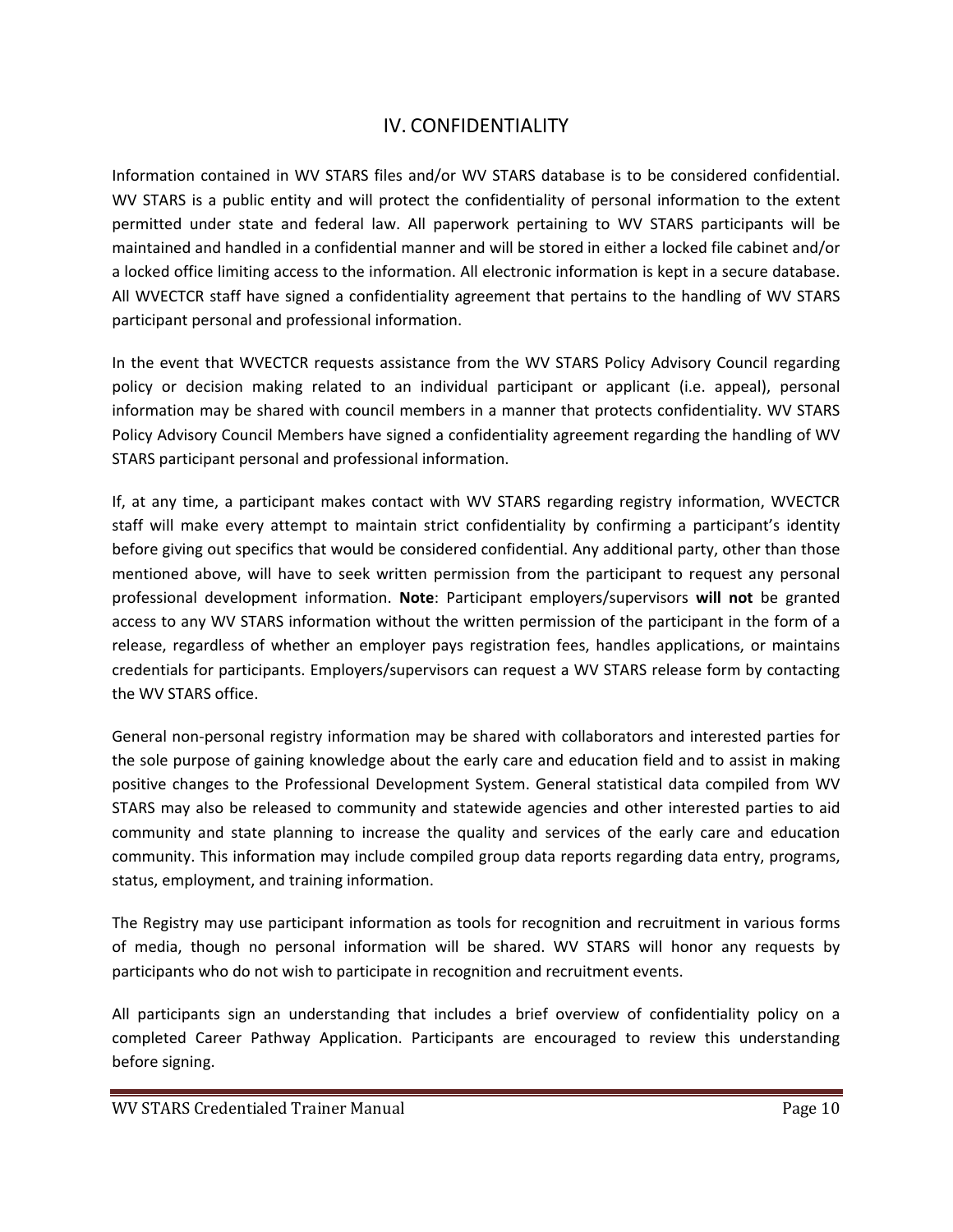## IV. CONFIDENTIALITY

Information contained in WV STARS files and/or WV STARS database is to be considered confidential. WV STARS is a public entity and will protect the confidentiality of personal information to the extent permitted under state and federal law. All paperwork pertaining to WV STARS participants will be maintained and handled in a confidential manner and will be stored in either a locked file cabinet and/or a locked office limiting access to the information. All electronic information is kept in a secure database. All WVECTCR staff have signed a confidentiality agreement that pertains to the handling of WV STARS participant personal and professional information.

In the event that WVECTCR requests assistance from the WV STARS Policy Advisory Council regarding policy or decision making related to an individual participant or applicant (i.e. appeal), personal information may be shared with council members in a manner that protects confidentiality. WV STARS Policy Advisory Council Members have signed a confidentiality agreement regarding the handling of WV STARS participant personal and professional information.

If, at any time, a participant makes contact with WV STARS regarding registry information, WVECTCR staff will make every attempt to maintain strict confidentiality by confirming a participant's identity before giving out specifics that would be considered confidential. Any additional party, other than those mentioned above, will have to seek written permission from the participant to request any personal professional development information. **Note**: Participant employers/supervisors **will not** be granted access to any WV STARS information without the written permission of the participant in the form of a release, regardless of whether an employer pays registration fees, handles applications, or maintains credentials for participants. Employers/supervisors can request a WV STARS release form by contacting the WV STARS office.

General non-personal registry information may be shared with collaborators and interested parties for the sole purpose of gaining knowledge about the early care and education field and to assist in making positive changes to the Professional Development System. General statistical data compiled from WV STARS may also be released to community and statewide agencies and other interested parties to aid community and state planning to increase the quality and services of the early care and education community. This information may include compiled group data reports regarding data entry, programs, status, employment, and training information.

The Registry may use participant information as tools for recognition and recruitment in various forms of media, though no personal information will be shared. WV STARS will honor any requests by participants who do not wish to participate in recognition and recruitment events.

All participants sign an understanding that includes a brief overview of confidentiality policy on a completed Career Pathway Application. Participants are encouraged to review this understanding before signing.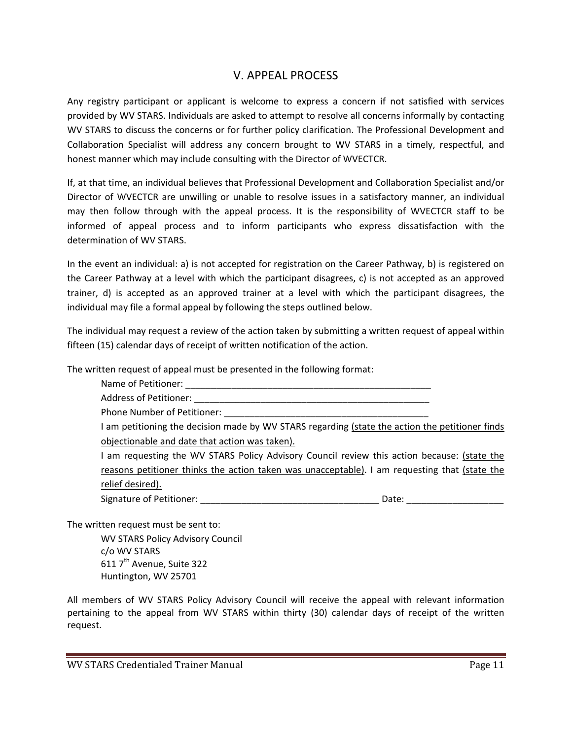## V. APPEAL PROCESS

Any registry participant or applicant is welcome to express a concern if not satisfied with services provided by WV STARS. Individuals are asked to attempt to resolve all concerns informally by contacting WV STARS to discuss the concerns or for further policy clarification. The Professional Development and Collaboration Specialist will address any concern brought to WV STARS in a timely, respectful, and honest manner which may include consulting with the Director of WVECTCR.

If, at that time, an individual believes that Professional Development and Collaboration Specialist and/or Director of WVECTCR are unwilling or unable to resolve issues in a satisfactory manner, an individual may then follow through with the appeal process. It is the responsibility of WVECTCR staff to be informed of appeal process and to inform participants who express dissatisfaction with the determination of WV STARS.

In the event an individual: a) is not accepted for registration on the Career Pathway, b) is registered on the Career Pathway at a level with which the participant disagrees, c) is not accepted as an approved trainer, d) is accepted as an approved trainer at a level with which the participant disagrees, the individual may file a formal appeal by following the steps outlined below.

The individual may request a review of the action taken by submitting a written request of appeal within fifteen (15) calendar days of receipt of written notification of the action.

The written request of appeal must be presented in the following format:

> Name of Petitioner: ________________________________________________
>
> Address of Petitioner: ______________________________________________
>
> Phone Number of Petitioner: _________________________________________
>
> I am petitioning the decision made by WV STARS regarding <u>(state the action the petitioner finds objectionable and date that action was taken).</u>
>
> I am requesting the WV STARS Policy Advisory Council review this action because: <u>(state the reasons petitioner thinks the action taken was unacceptable)</u>. I am requesting that <u>(state the relief desired).</u>
>
> Signature of Petitioner: ___________________________________ Date: __________________

The written request must be sent to:

> WV STARS Policy Advisory Council
> c/o WV STARS
> 611 7th Avenue, Suite 322
> Huntington, WV 25701

All members of WV STARS Policy Advisory Council will receive the appeal with relevant information pertaining to the appeal from WV STARS within thirty (30) calendar days of receipt of the written request.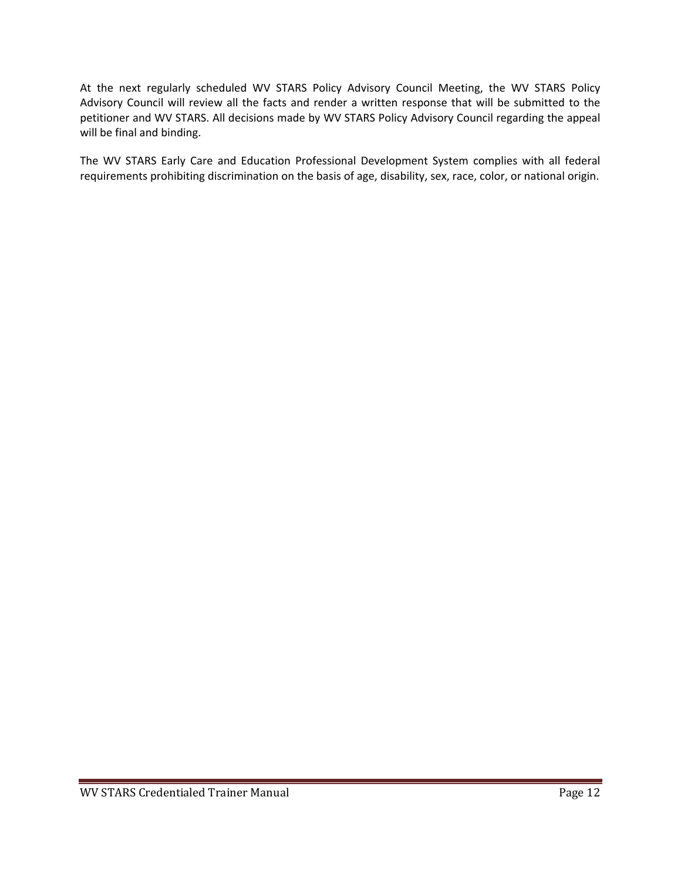At the next regularly scheduled WV STARS Policy Advisory Council Meeting, the WV STARS Policy Advisory Council will review all the facts and render a written response that will be submitted to the petitioner and WV STARS. All decisions made by WV STARS Policy Advisory Council regarding the appeal will be final and binding.

The WV STARS Early Care and Education Professional Development System complies with all federal requirements prohibiting discrimination on the basis of age, disability, sex, race, color, or national origin.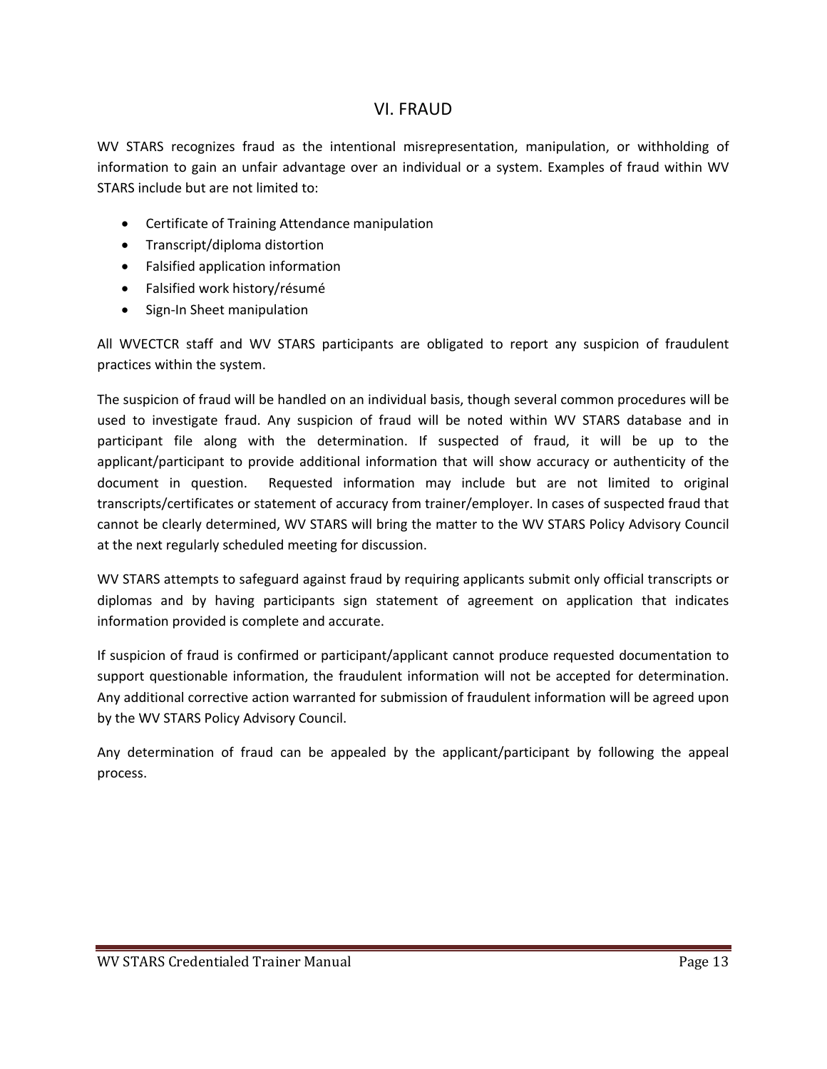# VI. FRAUD

WV STARS recognizes fraud as the intentional misrepresentation, manipulation, or withholding of information to gain an unfair advantage over an individual or a system. Examples of fraud within WV STARS include but are not limited to:

- Certificate of Training Attendance manipulation
- Transcript/diploma distortion
- Falsified application information
- Falsified work history/résumé
- Sign-In Sheet manipulation

All WVECTCR staff and WV STARS participants are obligated to report any suspicion of fraudulent practices within the system.

The suspicion of fraud will be handled on an individual basis, though several common procedures will be used to investigate fraud. Any suspicion of fraud will be noted within WV STARS database and in participant file along with the determination. If suspected of fraud, it will be up to the applicant/participant to provide additional information that will show accuracy or authenticity of the document in question. Requested information may include but are not limited to original transcripts/certificates or statement of accuracy from trainer/employer. In cases of suspected fraud that cannot be clearly determined, WV STARS will bring the matter to the WV STARS Policy Advisory Council at the next regularly scheduled meeting for discussion.

WV STARS attempts to safeguard against fraud by requiring applicants submit only official transcripts or diplomas and by having participants sign statement of agreement on application that indicates information provided is complete and accurate.

If suspicion of fraud is confirmed or participant/applicant cannot produce requested documentation to support questionable information, the fraudulent information will not be accepted for determination. Any additional corrective action warranted for submission of fraudulent information will be agreed upon by the WV STARS Policy Advisory Council.

Any determination of fraud can be appealed by the applicant/participant by following the appeal process.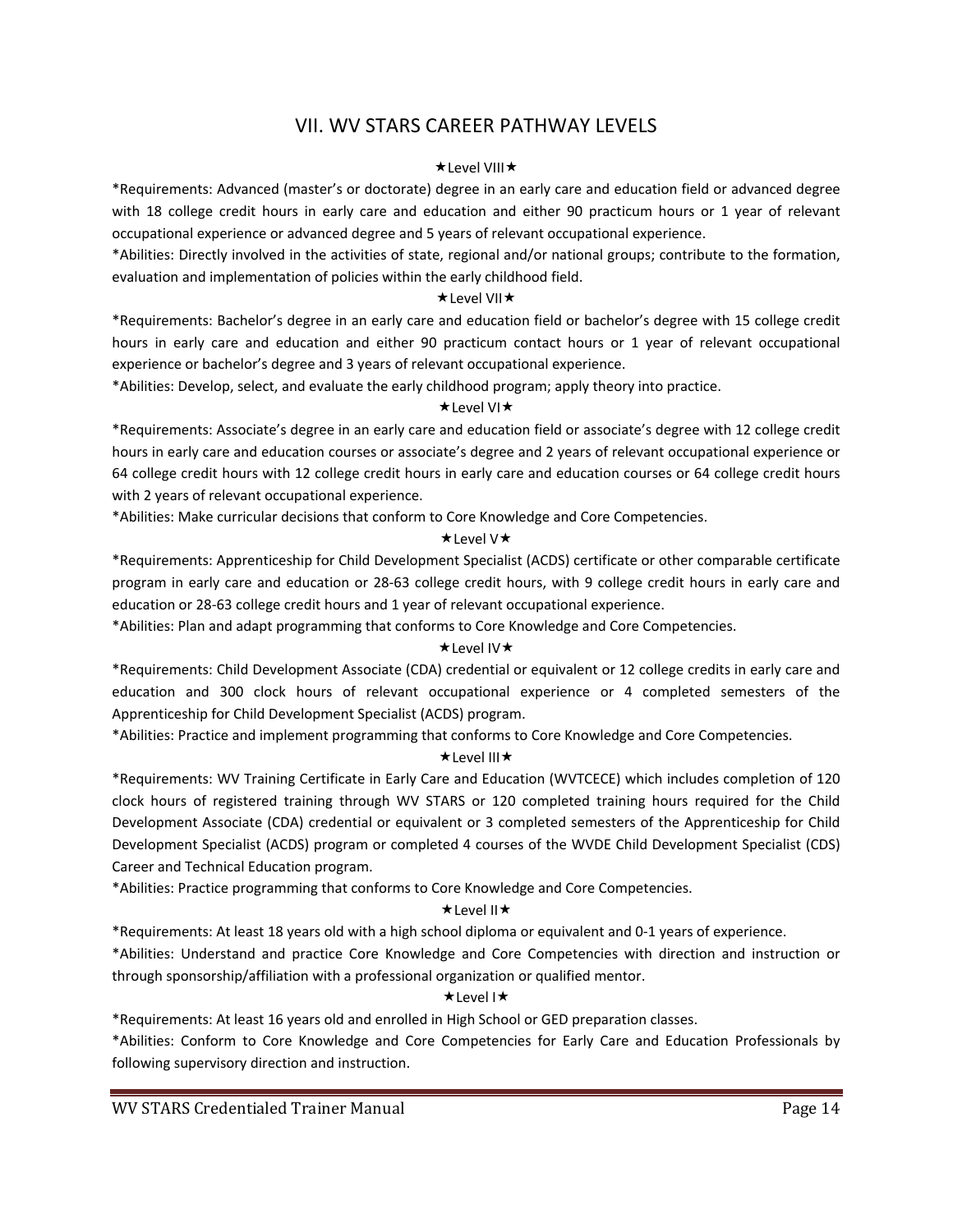## VII. WV STARS CAREER PATHWAY LEVELS

★Level VIII★

*Requirements: Advanced (master's or doctorate) degree in an early care and education field or advanced degree with 18 college credit hours in early care and education and either 90 practicum hours or 1 year of relevant occupational experience or advanced degree and 5 years of relevant occupational experience.

*Abilities: Directly involved in the activities of state, regional and/or national groups; contribute to the formation, evaluation and implementation of policies within the early childhood field.

★Level VII★

*Requirements: Bachelor's degree in an early care and education field or bachelor's degree with 15 college credit hours in early care and education and either 90 practicum contact hours or 1 year of relevant occupational experience or bachelor's degree and 3 years of relevant occupational experience.

*Abilities: Develop, select, and evaluate the early childhood program; apply theory into practice.

★Level VI★

*Requirements: Associate's degree in an early care and education field or associate's degree with 12 college credit hours in early care and education courses or associate's degree and 2 years of relevant occupational experience or 64 college credit hours with 12 college credit hours in early care and education courses or 64 college credit hours with 2 years of relevant occupational experience.

*Abilities: Make curricular decisions that conform to Core Knowledge and Core Competencies.

★Level V★

*Requirements: Apprenticeship for Child Development Specialist (ACDS) certificate or other comparable certificate program in early care and education or 28-63 college credit hours, with 9 college credit hours in early care and education or 28-63 college credit hours and 1 year of relevant occupational experience.

*Abilities: Plan and adapt programming that conforms to Core Knowledge and Core Competencies.

★Level IV★

*Requirements: Child Development Associate (CDA) credential or equivalent or 12 college credits in early care and education and 300 clock hours of relevant occupational experience or 4 completed semesters of the Apprenticeship for Child Development Specialist (ACDS) program.

*Abilities: Practice and implement programming that conforms to Core Knowledge and Core Competencies.

★Level III★

*Requirements: WV Training Certificate in Early Care and Education (WVTCECE) which includes completion of 120 clock hours of registered training through WV STARS or 120 completed training hours required for the Child Development Associate (CDA) credential or equivalent or 3 completed semesters of the Apprenticeship for Child Development Specialist (ACDS) program or completed 4 courses of the WVDE Child Development Specialist (CDS) Career and Technical Education program.

*Abilities: Practice programming that conforms to Core Knowledge and Core Competencies.

★Level II★

*Requirements: At least 18 years old with a high school diploma or equivalent and 0-1 years of experience.

*Abilities: Understand and practice Core Knowledge and Core Competencies with direction and instruction or through sponsorship/affiliation with a professional organization or qualified mentor.

★Level I★

*Requirements: At least 16 years old and enrolled in High School or GED preparation classes.

*Abilities: Conform to Core Knowledge and Core Competencies for Early Care and Education Professionals by following supervisory direction and instruction.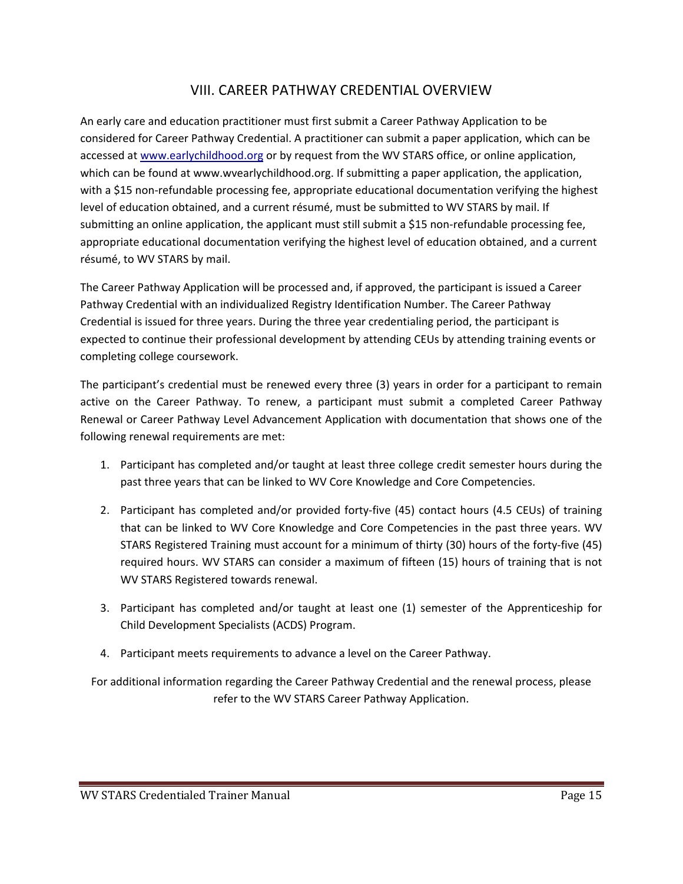## VIII. CAREER PATHWAY CREDENTIAL OVERVIEW

An early care and education practitioner must first submit a Career Pathway Application to be considered for Career Pathway Credential. A practitioner can submit a paper application, which can be accessed at [www.earlychildhood.org](http://www.earlychildhood.org) or by request from the WV STARS office, or online application, which can be found at www.wvearlychildhood.org. If submitting a paper application, the application, with a $15 non-refundable processing fee, appropriate educational documentation verifying the highest level of education obtained, and a current résumé, must be submitted to WV STARS by mail. If submitting an online application, the applicant must still submit a $15 non-refundable processing fee, appropriate educational documentation verifying the highest level of education obtained, and a current résumé, to WV STARS by mail.

The Career Pathway Application will be processed and, if approved, the participant is issued a Career Pathway Credential with an individualized Registry Identification Number. The Career Pathway Credential is issued for three years. During the three year credentialing period, the participant is expected to continue their professional development by attending CEUs by attending training events or completing college coursework.

The participant's credential must be renewed every three (3) years in order for a participant to remain active on the Career Pathway. To renew, a participant must submit a completed Career Pathway Renewal or Career Pathway Level Advancement Application with documentation that shows one of the following renewal requirements are met:

1. Participant has completed and/or taught at least three college credit semester hours during the past three years that can be linked to WV Core Knowledge and Core Competencies.

2. Participant has completed and/or provided forty-five (45) contact hours (4.5 CEUs) of training that can be linked to WV Core Knowledge and Core Competencies in the past three years. WV STARS Registered Training must account for a minimum of thirty (30) hours of the forty-five (45) required hours. WV STARS can consider a maximum of fifteen (15) hours of training that is not WV STARS Registered towards renewal.

3. Participant has completed and/or taught at least one (1) semester of the Apprenticeship for Child Development Specialists (ACDS) Program.

4. Participant meets requirements to advance a level on the Career Pathway.

For additional information regarding the Career Pathway Credential and the renewal process, please refer to the WV STARS Career Pathway Application.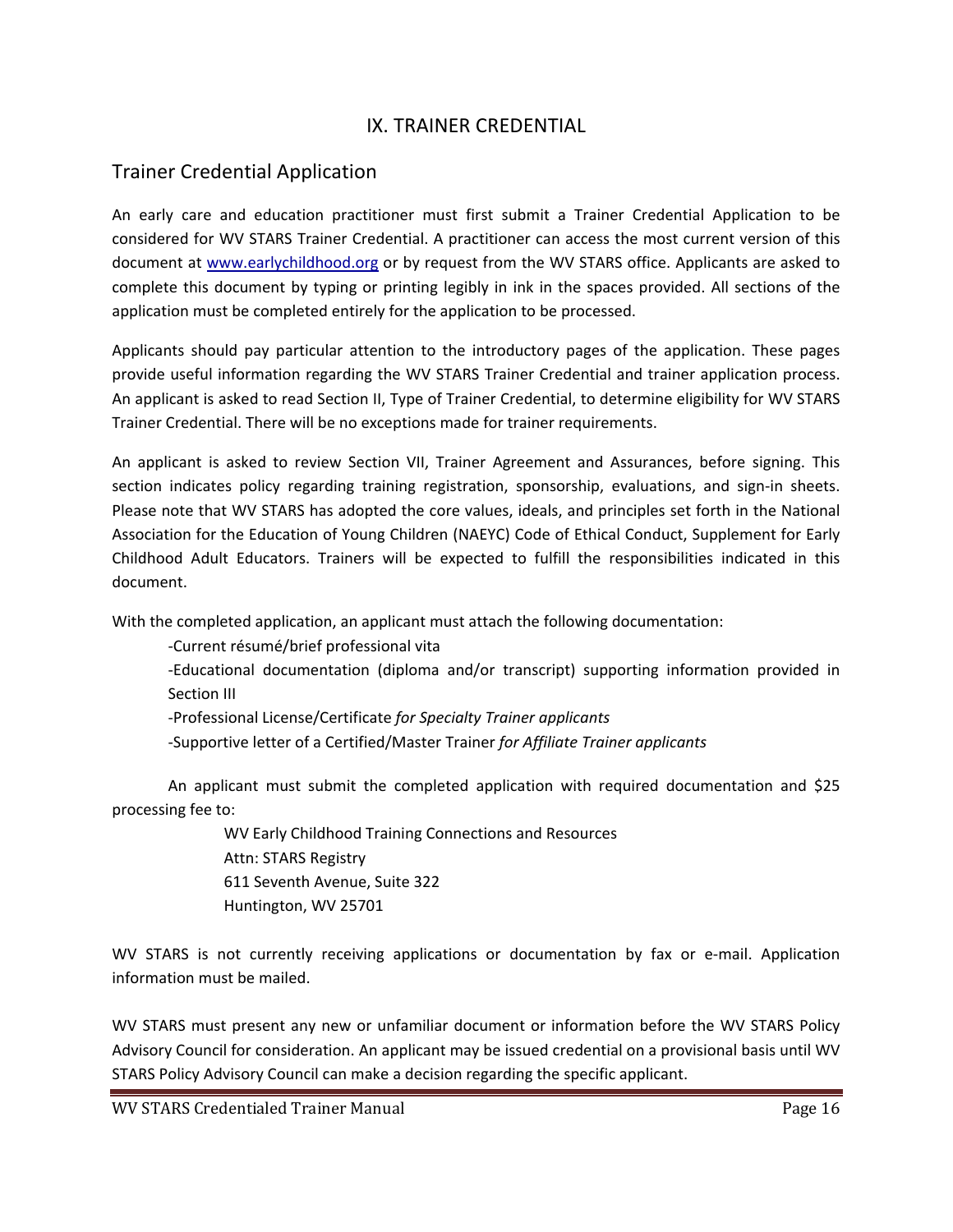# IX. TRAINER CREDENTIAL

## Trainer Credential Application

An early care and education practitioner must first submit a Trainer Credential Application to be considered for WV STARS Trainer Credential. A practitioner can access the most current version of this document at [www.earlychildhood.org](http://www.earlychildhood.org) or by request from the WV STARS office. Applicants are asked to complete this document by typing or printing legibly in ink in the spaces provided. All sections of the application must be completed entirely for the application to be processed.

Applicants should pay particular attention to the introductory pages of the application. These pages provide useful information regarding the WV STARS Trainer Credential and trainer application process. An applicant is asked to read Section II, Type of Trainer Credential, to determine eligibility for WV STARS Trainer Credential. There will be no exceptions made for trainer requirements.

An applicant is asked to review Section VII, Trainer Agreement and Assurances, before signing. This section indicates policy regarding training registration, sponsorship, evaluations, and sign-in sheets. Please note that WV STARS has adopted the core values, ideals, and principles set forth in the National Association for the Education of Young Children (NAEYC) Code of Ethical Conduct, Supplement for Early Childhood Adult Educators. Trainers will be expected to fulfill the responsibilities indicated in this document.

With the completed application, an applicant must attach the following documentation:

- -Current résumé/brief professional vita
- -Educational documentation (diploma and/or transcript) supporting information provided in Section III
- -Professional License/Certificate *for Specialty Trainer applicants*
- -Supportive letter of a Certified/Master Trainer *for Affiliate Trainer applicants*

An applicant must submit the completed application with required documentation and $25 processing fee to:

WV Early Childhood Training Connections and Resources
Attn: STARS Registry
611 Seventh Avenue, Suite 322
Huntington, WV 25701

WV STARS is not currently receiving applications or documentation by fax or e-mail. Application information must be mailed.

WV STARS must present any new or unfamiliar document or information before the WV STARS Policy Advisory Council for consideration. An applicant may be issued credential on a provisional basis until WV STARS Policy Advisory Council can make a decision regarding the specific applicant.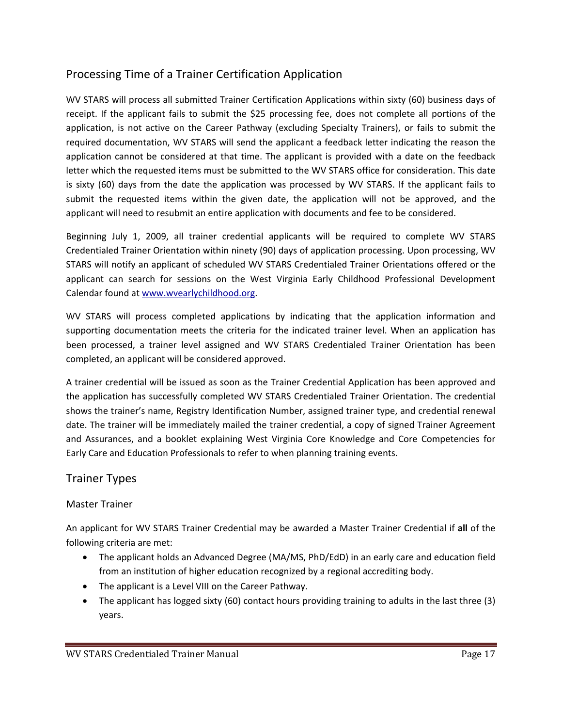## Processing Time of a Trainer Certification Application

WV STARS will process all submitted Trainer Certification Applications within sixty (60) business days of receipt. If the applicant fails to submit the $25 processing fee, does not complete all portions of the application, is not active on the Career Pathway (excluding Specialty Trainers), or fails to submit the required documentation, WV STARS will send the applicant a feedback letter indicating the reason the application cannot be considered at that time. The applicant is provided with a date on the feedback letter which the requested items must be submitted to the WV STARS office for consideration. This date is sixty (60) days from the date the application was processed by WV STARS. If the applicant fails to submit the requested items within the given date, the application will not be approved, and the applicant will need to resubmit an entire application with documents and fee to be considered.

Beginning July 1, 2009, all trainer credential applicants will be required to complete WV STARS Credentialed Trainer Orientation within ninety (90) days of application processing. Upon processing, WV STARS will notify an applicant of scheduled WV STARS Credentialed Trainer Orientations offered or the applicant can search for sessions on the West Virginia Early Childhood Professional Development Calendar found at www.wvearlychildhood.org.

WV STARS will process completed applications by indicating that the application information and supporting documentation meets the criteria for the indicated trainer level. When an application has been processed, a trainer level assigned and WV STARS Credentialed Trainer Orientation has been completed, an applicant will be considered approved.

A trainer credential will be issued as soon as the Trainer Credential Application has been approved and the application has successfully completed WV STARS Credentialed Trainer Orientation. The credential shows the trainer's name, Registry Identification Number, assigned trainer type, and credential renewal date. The trainer will be immediately mailed the trainer credential, a copy of signed Trainer Agreement and Assurances, and a booklet explaining West Virginia Core Knowledge and Core Competencies for Early Care and Education Professionals to refer to when planning training events.

## Trainer Types

### Master Trainer

An applicant for WV STARS Trainer Credential may be awarded a Master Trainer Credential if **all** of the following criteria are met:

- The applicant holds an Advanced Degree (MA/MS, PhD/EdD) in an early care and education field from an institution of higher education recognized by a regional accrediting body.
- The applicant is a Level VIII on the Career Pathway.
- The applicant has logged sixty (60) contact hours providing training to adults in the last three (3) years.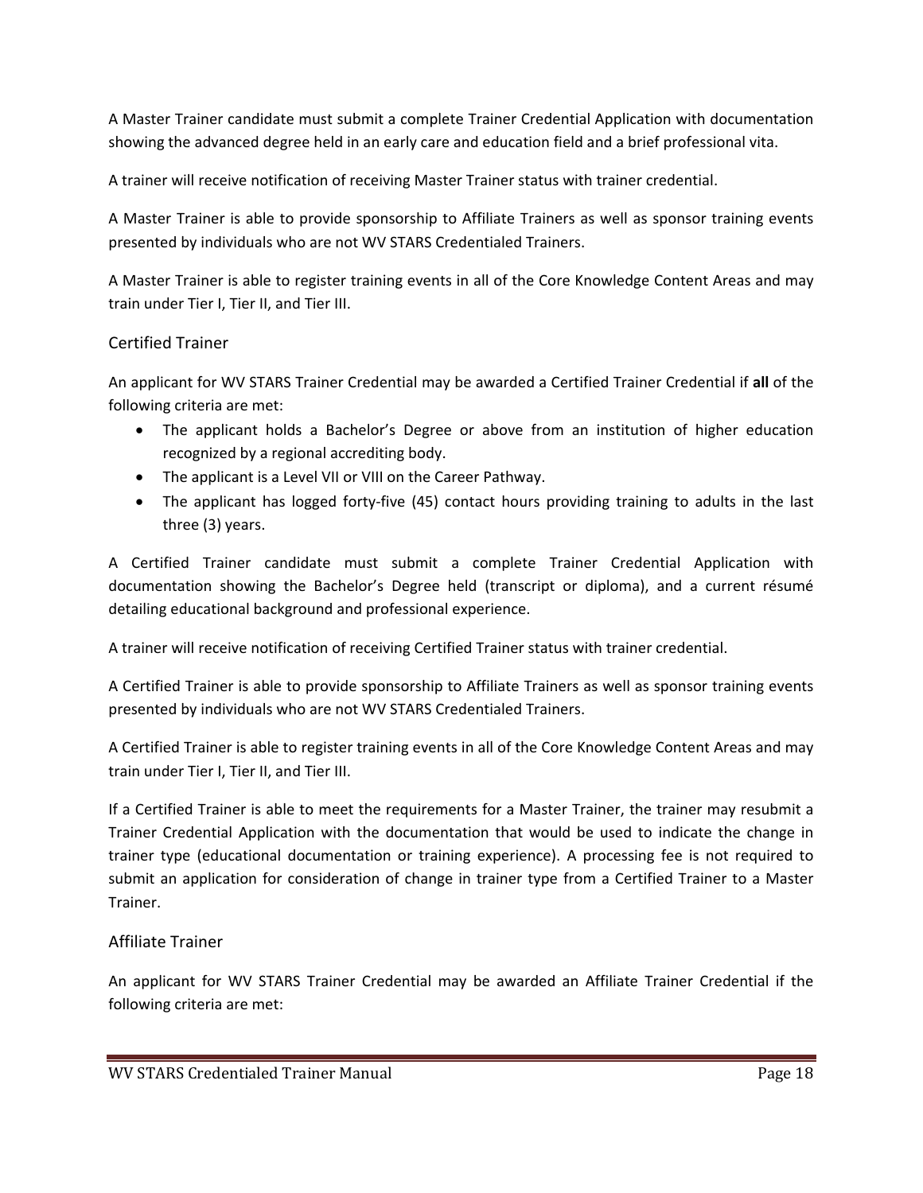A Master Trainer candidate must submit a complete Trainer Credential Application with documentation showing the advanced degree held in an early care and education field and a brief professional vita.

A trainer will receive notification of receiving Master Trainer status with trainer credential.

A Master Trainer is able to provide sponsorship to Affiliate Trainers as well as sponsor training events presented by individuals who are not WV STARS Credentialed Trainers.

A Master Trainer is able to register training events in all of the Core Knowledge Content Areas and may train under Tier I, Tier II, and Tier III.

### Certified Trainer

An applicant for WV STARS Trainer Credential may be awarded a Certified Trainer Credential if **all** of the following criteria are met:

- The applicant holds a Bachelor's Degree or above from an institution of higher education recognized by a regional accrediting body.
- The applicant is a Level VII or VIII on the Career Pathway.
- The applicant has logged forty-five (45) contact hours providing training to adults in the last three (3) years.

A Certified Trainer candidate must submit a complete Trainer Credential Application with documentation showing the Bachelor's Degree held (transcript or diploma), and a current résumé detailing educational background and professional experience.

A trainer will receive notification of receiving Certified Trainer status with trainer credential.

A Certified Trainer is able to provide sponsorship to Affiliate Trainers as well as sponsor training events presented by individuals who are not WV STARS Credentialed Trainers.

A Certified Trainer is able to register training events in all of the Core Knowledge Content Areas and may train under Tier I, Tier II, and Tier III.

If a Certified Trainer is able to meet the requirements for a Master Trainer, the trainer may resubmit a Trainer Credential Application with the documentation that would be used to indicate the change in trainer type (educational documentation or training experience). A processing fee is not required to submit an application for consideration of change in trainer type from a Certified Trainer to a Master Trainer.

### Affiliate Trainer

An applicant for WV STARS Trainer Credential may be awarded an Affiliate Trainer Credential if the following criteria are met: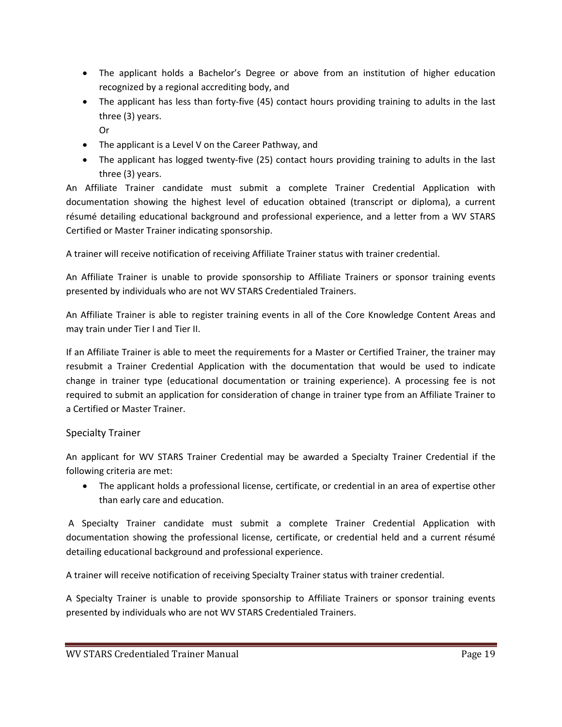- The applicant holds a Bachelor's Degree or above from an institution of higher education recognized by a regional accrediting body, and
- The applicant has less than forty-five (45) contact hours providing training to adults in the last three (3) years.

  Or

- The applicant is a Level V on the Career Pathway, and
- The applicant has logged twenty-five (25) contact hours providing training to adults in the last three (3) years.

An Affiliate Trainer candidate must submit a complete Trainer Credential Application with documentation showing the highest level of education obtained (transcript or diploma), a current résumé detailing educational background and professional experience, and a letter from a WV STARS Certified or Master Trainer indicating sponsorship.

A trainer will receive notification of receiving Affiliate Trainer status with trainer credential.

An Affiliate Trainer is unable to provide sponsorship to Affiliate Trainers or sponsor training events presented by individuals who are not WV STARS Credentialed Trainers.

An Affiliate Trainer is able to register training events in all of the Core Knowledge Content Areas and may train under Tier I and Tier II.

If an Affiliate Trainer is able to meet the requirements for a Master or Certified Trainer, the trainer may resubmit a Trainer Credential Application with the documentation that would be used to indicate change in trainer type (educational documentation or training experience). A processing fee is not required to submit an application for consideration of change in trainer type from an Affiliate Trainer to a Certified or Master Trainer.

### Specialty Trainer

An applicant for WV STARS Trainer Credential may be awarded a Specialty Trainer Credential if the following criteria are met:

- The applicant holds a professional license, certificate, or credential in an area of expertise other than early care and education.

A Specialty Trainer candidate must submit a complete Trainer Credential Application with documentation showing the professional license, certificate, or credential held and a current résumé detailing educational background and professional experience.

A trainer will receive notification of receiving Specialty Trainer status with trainer credential.

A Specialty Trainer is unable to provide sponsorship to Affiliate Trainers or sponsor training events presented by individuals who are not WV STARS Credentialed Trainers.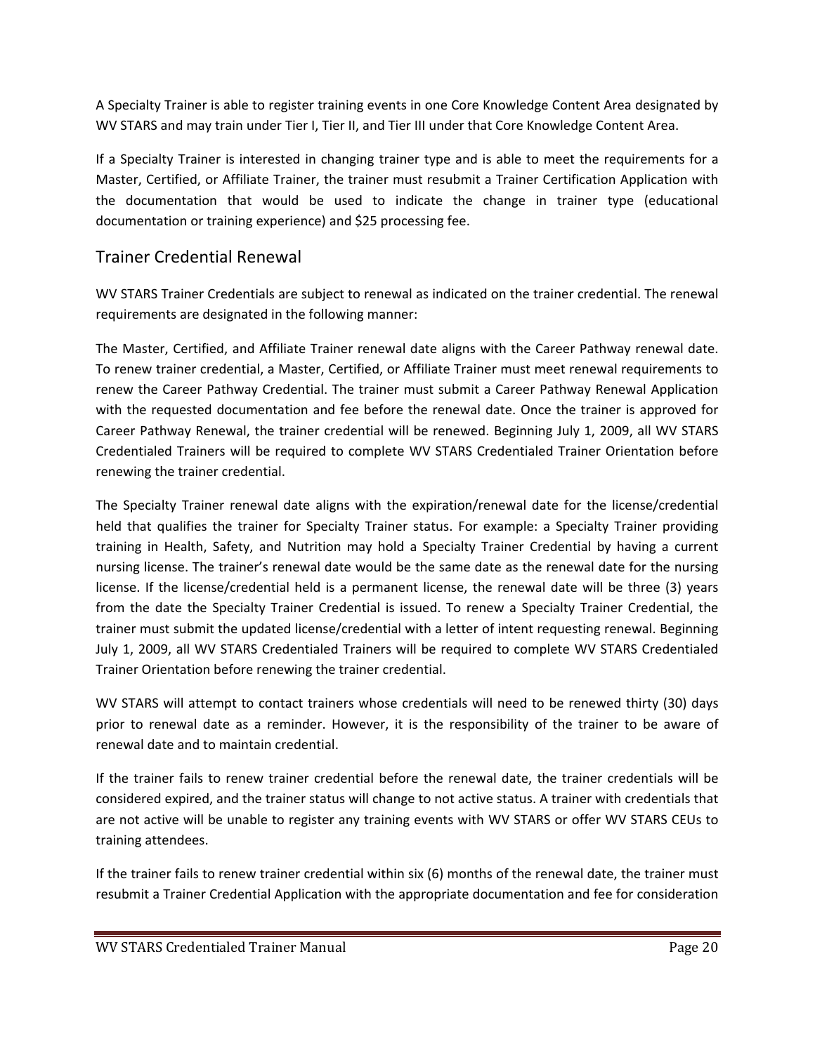A Specialty Trainer is able to register training events in one Core Knowledge Content Area designated by WV STARS and may train under Tier I, Tier II, and Tier III under that Core Knowledge Content Area.

If a Specialty Trainer is interested in changing trainer type and is able to meet the requirements for a Master, Certified, or Affiliate Trainer, the trainer must resubmit a Trainer Certification Application with the documentation that would be used to indicate the change in trainer type (educational documentation or training experience) and $25 processing fee.

## Trainer Credential Renewal

WV STARS Trainer Credentials are subject to renewal as indicated on the trainer credential. The renewal requirements are designated in the following manner:

The Master, Certified, and Affiliate Trainer renewal date aligns with the Career Pathway renewal date. To renew trainer credential, a Master, Certified, or Affiliate Trainer must meet renewal requirements to renew the Career Pathway Credential. The trainer must submit a Career Pathway Renewal Application with the requested documentation and fee before the renewal date. Once the trainer is approved for Career Pathway Renewal, the trainer credential will be renewed. Beginning July 1, 2009, all WV STARS Credentialed Trainers will be required to complete WV STARS Credentialed Trainer Orientation before renewing the trainer credential.

The Specialty Trainer renewal date aligns with the expiration/renewal date for the license/credential held that qualifies the trainer for Specialty Trainer status. For example: a Specialty Trainer providing training in Health, Safety, and Nutrition may hold a Specialty Trainer Credential by having a current nursing license. The trainer's renewal date would be the same date as the renewal date for the nursing license. If the license/credential held is a permanent license, the renewal date will be three (3) years from the date the Specialty Trainer Credential is issued. To renew a Specialty Trainer Credential, the trainer must submit the updated license/credential with a letter of intent requesting renewal. Beginning July 1, 2009, all WV STARS Credentialed Trainers will be required to complete WV STARS Credentialed Trainer Orientation before renewing the trainer credential.

WV STARS will attempt to contact trainers whose credentials will need to be renewed thirty (30) days prior to renewal date as a reminder. However, it is the responsibility of the trainer to be aware of renewal date and to maintain credential.

If the trainer fails to renew trainer credential before the renewal date, the trainer credentials will be considered expired, and the trainer status will change to not active status. A trainer with credentials that are not active will be unable to register any training events with WV STARS or offer WV STARS CEUs to training attendees.

If the trainer fails to renew trainer credential within six (6) months of the renewal date, the trainer must resubmit a Trainer Credential Application with the appropriate documentation and fee for consideration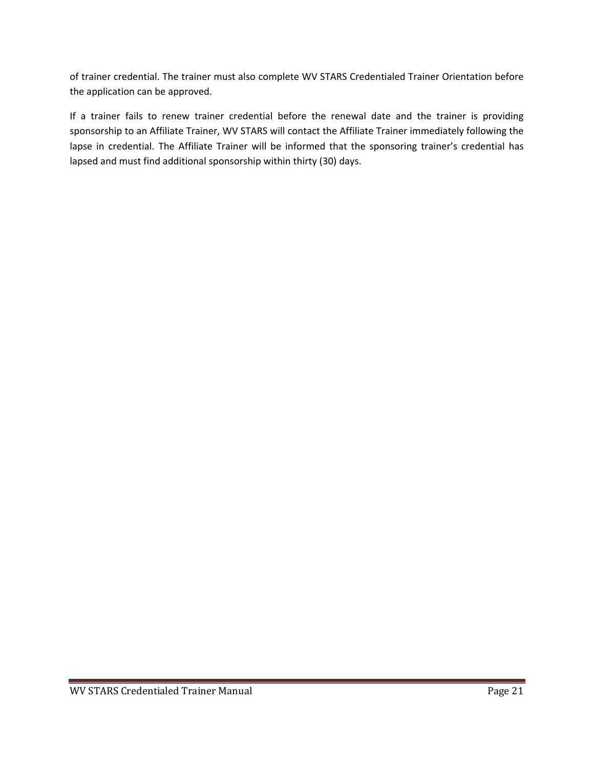of trainer credential. The trainer must also complete WV STARS Credentialed Trainer Orientation before the application can be approved.

If a trainer fails to renew trainer credential before the renewal date and the trainer is providing sponsorship to an Affiliate Trainer, WV STARS will contact the Affiliate Trainer immediately following the lapse in credential. The Affiliate Trainer will be informed that the sponsoring trainer's credential has lapsed and must find additional sponsorship within thirty (30) days.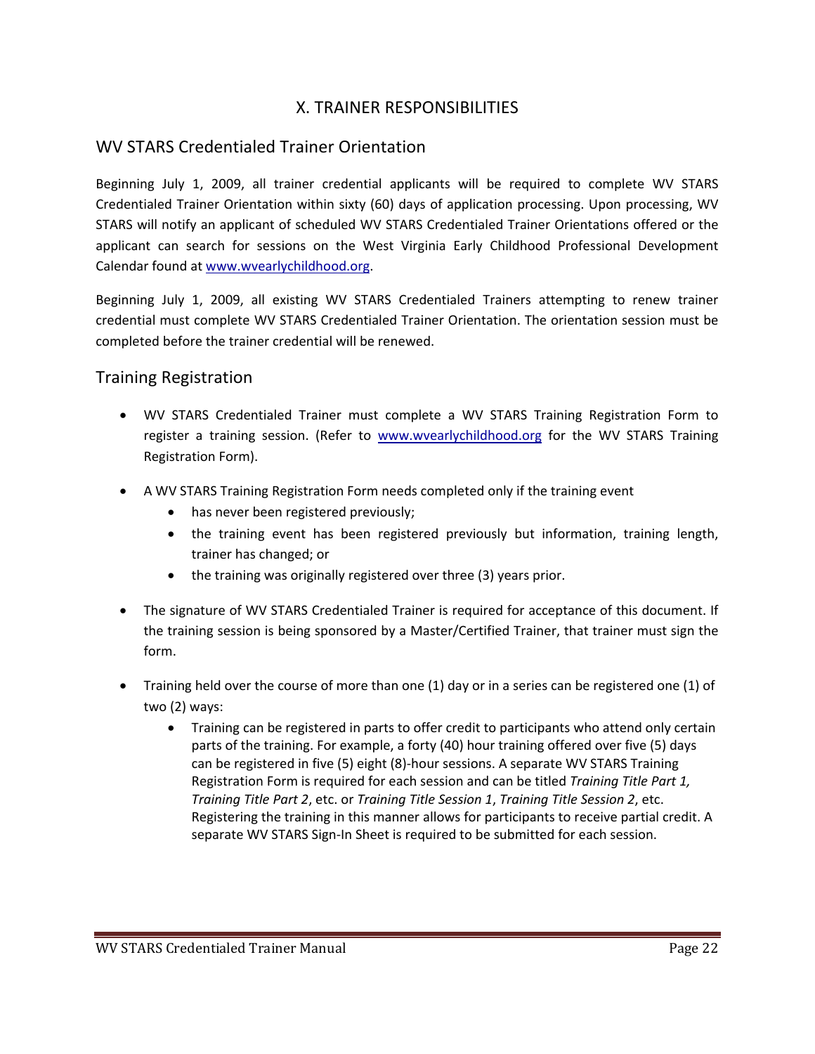# X. TRAINER RESPONSIBILITIES

## WV STARS Credentialed Trainer Orientation

Beginning July 1, 2009, all trainer credential applicants will be required to complete WV STARS Credentialed Trainer Orientation within sixty (60) days of application processing. Upon processing, WV STARS will notify an applicant of scheduled WV STARS Credentialed Trainer Orientations offered or the applicant can search for sessions on the West Virginia Early Childhood Professional Development Calendar found at [www.wvearlychildhood.org](http://www.wvearlychildhood.org).

Beginning July 1, 2009, all existing WV STARS Credentialed Trainers attempting to renew trainer credential must complete WV STARS Credentialed Trainer Orientation. The orientation session must be completed before the trainer credential will be renewed.

## Training Registration

- WV STARS Credentialed Trainer must complete a WV STARS Training Registration Form to register a training session. (Refer to [www.wvearlychildhood.org](http://www.wvearlychildhood.org) for the WV STARS Training Registration Form).
- A WV STARS Training Registration Form needs completed only if the training event
  - has never been registered previously;
  - the training event has been registered previously but information, training length, trainer has changed; or
  - the training was originally registered over three (3) years prior.
- The signature of WV STARS Credentialed Trainer is required for acceptance of this document. If the training session is being sponsored by a Master/Certified Trainer, that trainer must sign the form.
- Training held over the course of more than one (1) day or in a series can be registered one (1) of two (2) ways:
  - Training can be registered in parts to offer credit to participants who attend only certain parts of the training. For example, a forty (40) hour training offered over five (5) days can be registered in five (5) eight (8)-hour sessions. A separate WV STARS Training Registration Form is required for each session and can be titled *Training Title Part 1, Training Title Part 2*, etc. or *Training Title Session 1*, *Training Title Session 2*, etc. Registering the training in this manner allows for participants to receive partial credit. A separate WV STARS Sign-In Sheet is required to be submitted for each session.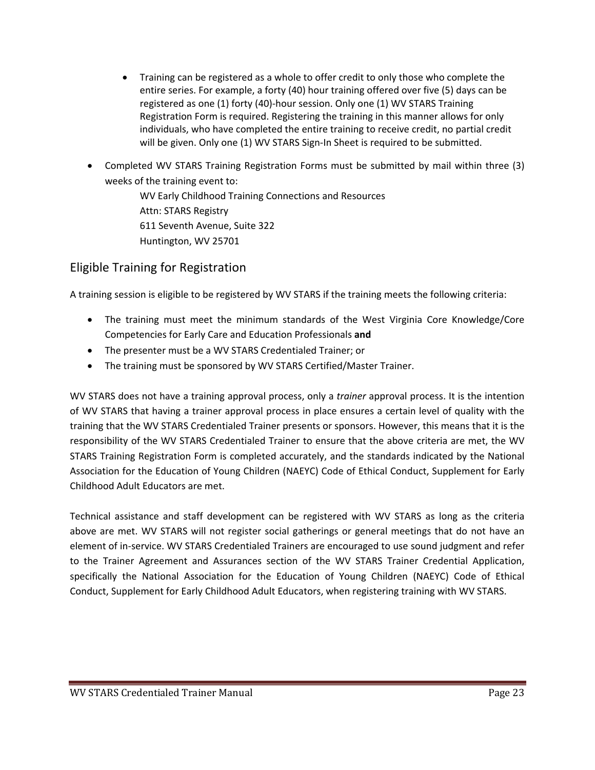- Training can be registered as a whole to offer credit to only those who complete the entire series. For example, a forty (40) hour training offered over five (5) days can be registered as one (1) forty (40)-hour session. Only one (1) WV STARS Training Registration Form is required. Registering the training in this manner allows for only individuals, who have completed the entire training to receive credit, no partial credit will be given. Only one (1) WV STARS Sign-In Sheet is required to be submitted.

- Completed WV STARS Training Registration Forms must be submitted by mail within three (3) weeks of the training event to:

  WV Early Childhood Training Connections and Resources
  Attn: STARS Registry
  611 Seventh Avenue, Suite 322
  Huntington, WV 25701

## Eligible Training for Registration

A training session is eligible to be registered by WV STARS if the training meets the following criteria:

- The training must meet the minimum standards of the West Virginia Core Knowledge/Core Competencies for Early Care and Education Professionals **and**
- The presenter must be a WV STARS Credentialed Trainer; or
- The training must be sponsored by WV STARS Certified/Master Trainer.

WV STARS does not have a training approval process, only a *trainer* approval process. It is the intention of WV STARS that having a trainer approval process in place ensures a certain level of quality with the training that the WV STARS Credentialed Trainer presents or sponsors. However, this means that it is the responsibility of the WV STARS Credentialed Trainer to ensure that the above criteria are met, the WV STARS Training Registration Form is completed accurately, and the standards indicated by the National Association for the Education of Young Children (NAEYC) Code of Ethical Conduct, Supplement for Early Childhood Adult Educators are met.

Technical assistance and staff development can be registered with WV STARS as long as the criteria above are met. WV STARS will not register social gatherings or general meetings that do not have an element of in-service. WV STARS Credentialed Trainers are encouraged to use sound judgment and refer to the Trainer Agreement and Assurances section of the WV STARS Trainer Credential Application, specifically the National Association for the Education of Young Children (NAEYC) Code of Ethical Conduct, Supplement for Early Childhood Adult Educators, when registering training with WV STARS.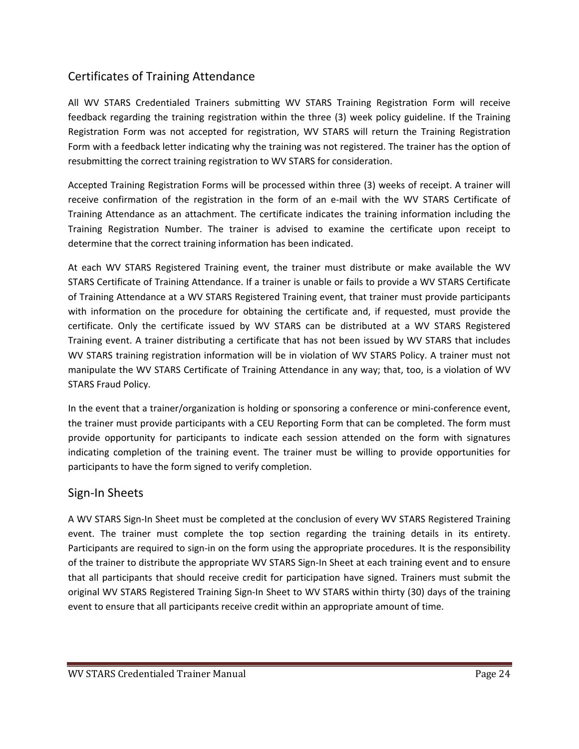## Certificates of Training Attendance

All WV STARS Credentialed Trainers submitting WV STARS Training Registration Form will receive feedback regarding the training registration within the three (3) week policy guideline. If the Training Registration Form was not accepted for registration, WV STARS will return the Training Registration Form with a feedback letter indicating why the training was not registered. The trainer has the option of resubmitting the correct training registration to WV STARS for consideration.

Accepted Training Registration Forms will be processed within three (3) weeks of receipt. A trainer will receive confirmation of the registration in the form of an e-mail with the WV STARS Certificate of Training Attendance as an attachment. The certificate indicates the training information including the Training Registration Number. The trainer is advised to examine the certificate upon receipt to determine that the correct training information has been indicated.

At each WV STARS Registered Training event, the trainer must distribute or make available the WV STARS Certificate of Training Attendance. If a trainer is unable or fails to provide a WV STARS Certificate of Training Attendance at a WV STARS Registered Training event, that trainer must provide participants with information on the procedure for obtaining the certificate and, if requested, must provide the certificate. Only the certificate issued by WV STARS can be distributed at a WV STARS Registered Training event. A trainer distributing a certificate that has not been issued by WV STARS that includes WV STARS training registration information will be in violation of WV STARS Policy. A trainer must not manipulate the WV STARS Certificate of Training Attendance in any way; that, too, is a violation of WV STARS Fraud Policy.

In the event that a trainer/organization is holding or sponsoring a conference or mini-conference event, the trainer must provide participants with a CEU Reporting Form that can be completed. The form must provide opportunity for participants to indicate each session attended on the form with signatures indicating completion of the training event. The trainer must be willing to provide opportunities for participants to have the form signed to verify completion.

## Sign-In Sheets

A WV STARS Sign-In Sheet must be completed at the conclusion of every WV STARS Registered Training event. The trainer must complete the top section regarding the training details in its entirety. Participants are required to sign-in on the form using the appropriate procedures. It is the responsibility of the trainer to distribute the appropriate WV STARS Sign-In Sheet at each training event and to ensure that all participants that should receive credit for participation have signed. Trainers must submit the original WV STARS Registered Training Sign-In Sheet to WV STARS within thirty (30) days of the training event to ensure that all participants receive credit within an appropriate amount of time.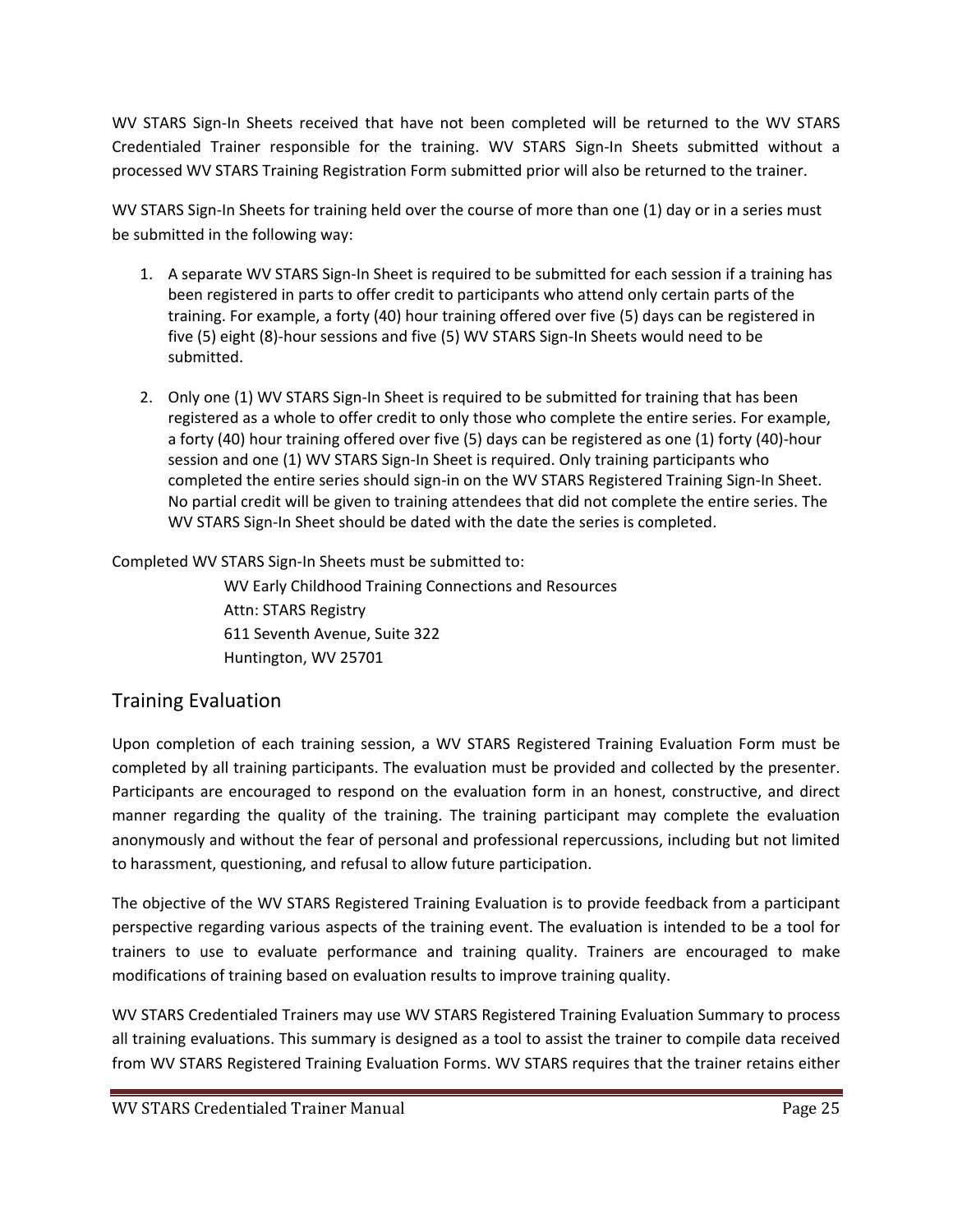WV STARS Sign-In Sheets received that have not been completed will be returned to the WV STARS Credentialed Trainer responsible for the training. WV STARS Sign-In Sheets submitted without a processed WV STARS Training Registration Form submitted prior will also be returned to the trainer.

WV STARS Sign-In Sheets for training held over the course of more than one (1) day or in a series must be submitted in the following way:

1. A separate WV STARS Sign-In Sheet is required to be submitted for each session if a training has been registered in parts to offer credit to participants who attend only certain parts of the training. For example, a forty (40) hour training offered over five (5) days can be registered in five (5) eight (8)-hour sessions and five (5) WV STARS Sign-In Sheets would need to be submitted.

2. Only one (1) WV STARS Sign-In Sheet is required to be submitted for training that has been registered as a whole to offer credit to only those who complete the entire series. For example, a forty (40) hour training offered over five (5) days can be registered as one (1) forty (40)-hour session and one (1) WV STARS Sign-In Sheet is required. Only training participants who completed the entire series should sign-in on the WV STARS Registered Training Sign-In Sheet. No partial credit will be given to training attendees that did not complete the entire series. The WV STARS Sign-In Sheet should be dated with the date the series is completed.

Completed WV STARS Sign-In Sheets must be submitted to:

WV Early Childhood Training Connections and Resources
Attn: STARS Registry
611 Seventh Avenue, Suite 322
Huntington, WV 25701

## Training Evaluation

Upon completion of each training session, a WV STARS Registered Training Evaluation Form must be completed by all training participants. The evaluation must be provided and collected by the presenter. Participants are encouraged to respond on the evaluation form in an honest, constructive, and direct manner regarding the quality of the training. The training participant may complete the evaluation anonymously and without the fear of personal and professional repercussions, including but not limited to harassment, questioning, and refusal to allow future participation.

The objective of the WV STARS Registered Training Evaluation is to provide feedback from a participant perspective regarding various aspects of the training event. The evaluation is intended to be a tool for trainers to use to evaluate performance and training quality. Trainers are encouraged to make modifications of training based on evaluation results to improve training quality.

WV STARS Credentialed Trainers may use WV STARS Registered Training Evaluation Summary to process all training evaluations. This summary is designed as a tool to assist the trainer to compile data received from WV STARS Registered Training Evaluation Forms. WV STARS requires that the trainer retains either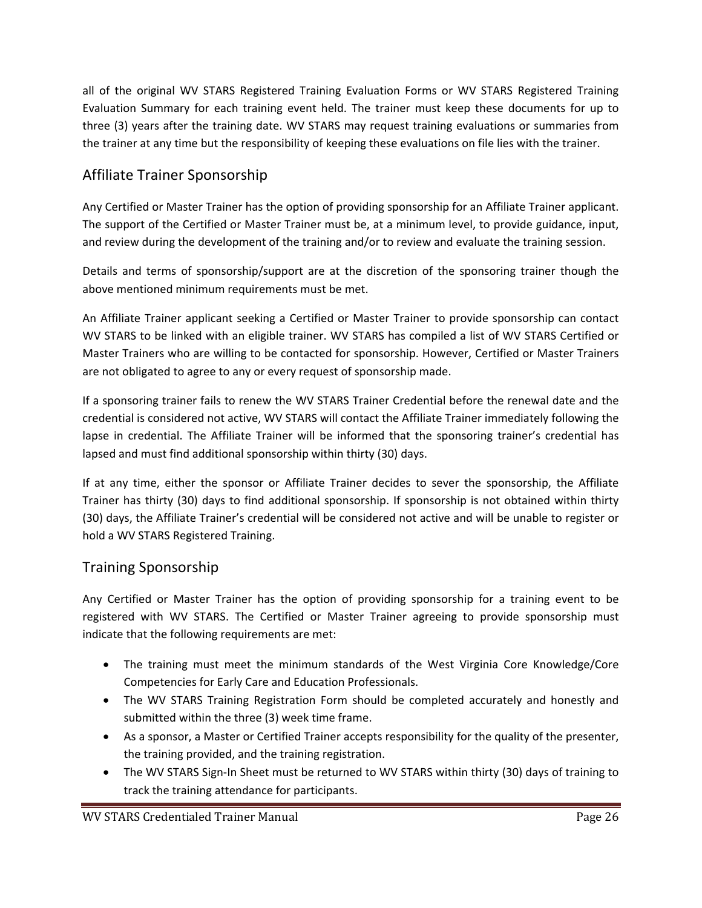all of the original WV STARS Registered Training Evaluation Forms or WV STARS Registered Training Evaluation Summary for each training event held. The trainer must keep these documents for up to three (3) years after the training date. WV STARS may request training evaluations or summaries from the trainer at any time but the responsibility of keeping these evaluations on file lies with the trainer.

## Affiliate Trainer Sponsorship

Any Certified or Master Trainer has the option of providing sponsorship for an Affiliate Trainer applicant. The support of the Certified or Master Trainer must be, at a minimum level, to provide guidance, input, and review during the development of the training and/or to review and evaluate the training session.

Details and terms of sponsorship/support are at the discretion of the sponsoring trainer though the above mentioned minimum requirements must be met.

An Affiliate Trainer applicant seeking a Certified or Master Trainer to provide sponsorship can contact WV STARS to be linked with an eligible trainer. WV STARS has compiled a list of WV STARS Certified or Master Trainers who are willing to be contacted for sponsorship. However, Certified or Master Trainers are not obligated to agree to any or every request of sponsorship made.

If a sponsoring trainer fails to renew the WV STARS Trainer Credential before the renewal date and the credential is considered not active, WV STARS will contact the Affiliate Trainer immediately following the lapse in credential. The Affiliate Trainer will be informed that the sponsoring trainer's credential has lapsed and must find additional sponsorship within thirty (30) days.

If at any time, either the sponsor or Affiliate Trainer decides to sever the sponsorship, the Affiliate Trainer has thirty (30) days to find additional sponsorship. If sponsorship is not obtained within thirty (30) days, the Affiliate Trainer's credential will be considered not active and will be unable to register or hold a WV STARS Registered Training.

## Training Sponsorship

Any Certified or Master Trainer has the option of providing sponsorship for a training event to be registered with WV STARS. The Certified or Master Trainer agreeing to provide sponsorship must indicate that the following requirements are met:

- The training must meet the minimum standards of the West Virginia Core Knowledge/Core Competencies for Early Care and Education Professionals.
- The WV STARS Training Registration Form should be completed accurately and honestly and submitted within the three (3) week time frame.
- As a sponsor, a Master or Certified Trainer accepts responsibility for the quality of the presenter, the training provided, and the training registration.
- The WV STARS Sign-In Sheet must be returned to WV STARS within thirty (30) days of training to track the training attendance for participants.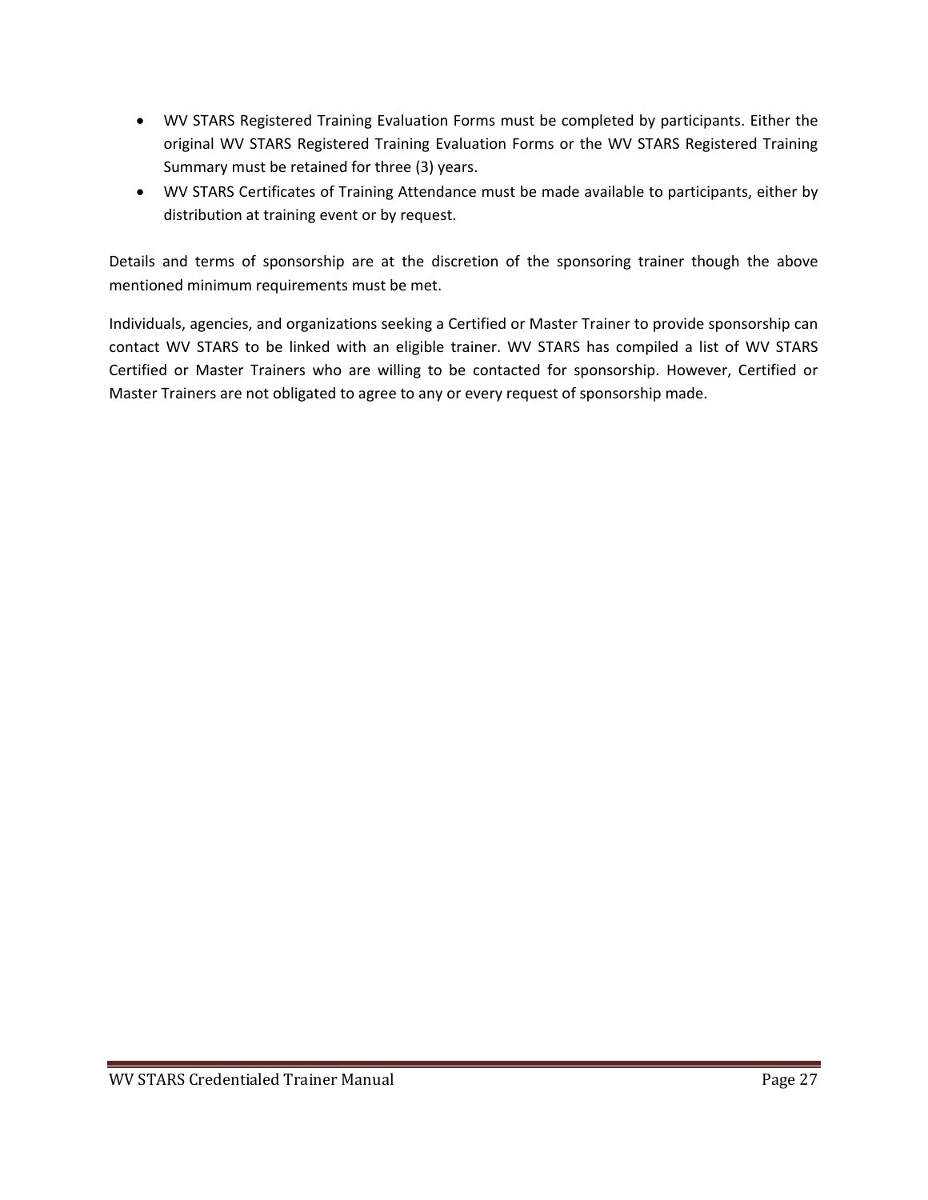- WV STARS Registered Training Evaluation Forms must be completed by participants. Either the original WV STARS Registered Training Evaluation Forms or the WV STARS Registered Training Summary must be retained for three (3) years.
- WV STARS Certificates of Training Attendance must be made available to participants, either by distribution at training event or by request.

Details and terms of sponsorship are at the discretion of the sponsoring trainer though the above mentioned minimum requirements must be met.

Individuals, agencies, and organizations seeking a Certified or Master Trainer to provide sponsorship can contact WV STARS to be linked with an eligible trainer. WV STARS has compiled a list of WV STARS Certified or Master Trainers who are willing to be contacted for sponsorship. However, Certified or Master Trainers are not obligated to agree to any or every request of sponsorship made.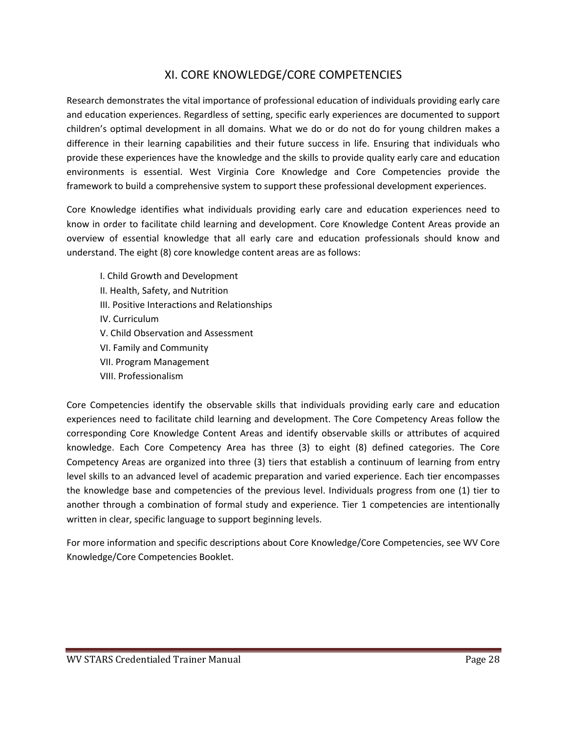# XI. CORE KNOWLEDGE/CORE COMPETENCIES

Research demonstrates the vital importance of professional education of individuals providing early care and education experiences. Regardless of setting, specific early experiences are documented to support children's optimal development in all domains. What we do or do not do for young children makes a difference in their learning capabilities and their future success in life. Ensuring that individuals who provide these experiences have the knowledge and the skills to provide quality early care and education environments is essential. West Virginia Core Knowledge and Core Competencies provide the framework to build a comprehensive system to support these professional development experiences.

Core Knowledge identifies what individuals providing early care and education experiences need to know in order to facilitate child learning and development. Core Knowledge Content Areas provide an overview of essential knowledge that all early care and education professionals should know and understand. The eight (8) core knowledge content areas are as follows:

I. Child Growth and Development
II. Health, Safety, and Nutrition
III. Positive Interactions and Relationships
IV. Curriculum
V. Child Observation and Assessment
VI. Family and Community
VII. Program Management
VIII. Professionalism

Core Competencies identify the observable skills that individuals providing early care and education experiences need to facilitate child learning and development. The Core Competency Areas follow the corresponding Core Knowledge Content Areas and identify observable skills or attributes of acquired knowledge. Each Core Competency Area has three (3) to eight (8) defined categories. The Core Competency Areas are organized into three (3) tiers that establish a continuum of learning from entry level skills to an advanced level of academic preparation and varied experience. Each tier encompasses the knowledge base and competencies of the previous level. Individuals progress from one (1) tier to another through a combination of formal study and experience. Tier 1 competencies are intentionally written in clear, specific language to support beginning levels.

For more information and specific descriptions about Core Knowledge/Core Competencies, see WV Core Knowledge/Core Competencies Booklet.